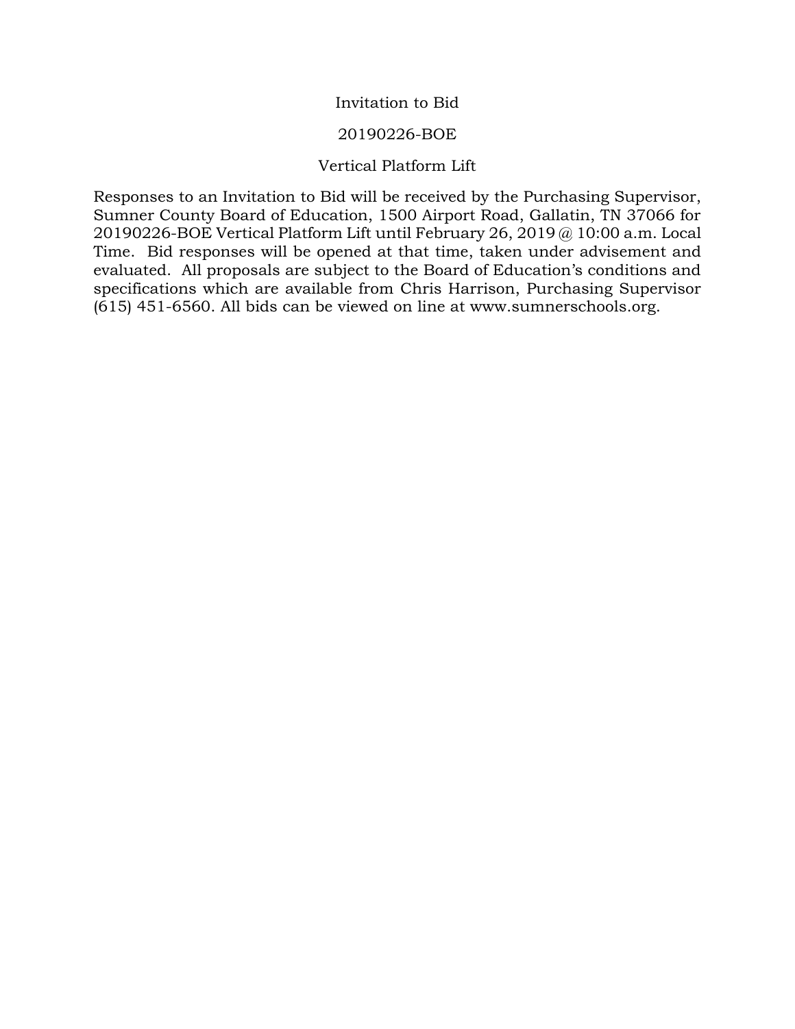# Invitation to Bid

## 20190226-BOE

## Vertical Platform Lift

Responses to an Invitation to Bid will be received by the Purchasing Supervisor, Sumner County Board of Education, 1500 Airport Road, Gallatin, TN 37066 for 20190226-BOE Vertical Platform Lift until February 26, 2019 @ 10:00 a.m. Local Time. Bid responses will be opened at that time, taken under advisement and evaluated. All proposals are subject to the Board of Education's conditions and specifications which are available from Chris Harrison, Purchasing Supervisor (615) 451-6560. All bids can be viewed on line at www.sumnerschools.org.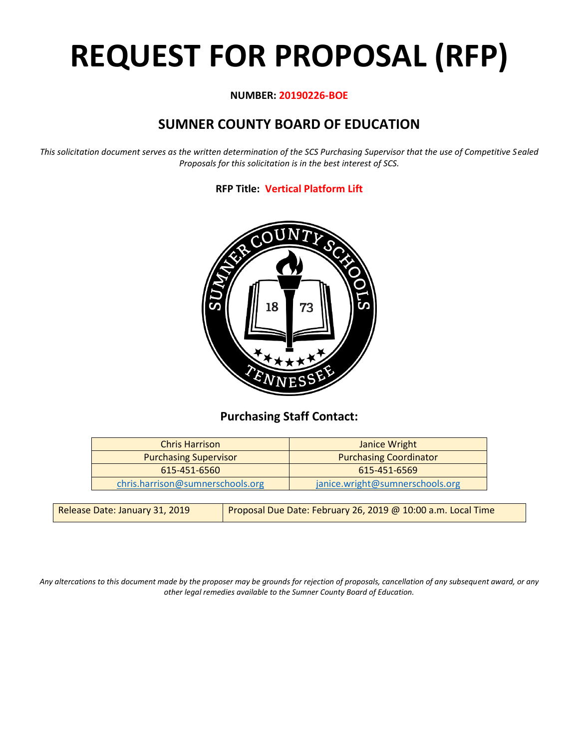# REQUEST FOR PROPOSAL (RFP)

**NUMBER: 20190226-BOE**

## SUMNER COUNTY BOARD OF EDUCATION

*This solicitation document serves as the written determination of the SCS Purchasing Supervisor that the use of Competitive Sealed Proposals for this solicitation is in the best interest of SCS.*

**RFP Title: Vertical Platform Lift**

### Purchasing Staff Contact:

| Chris Harrison | Janice Wright |
|---|---|
| Purchasing Supervisor | Purchasing Coordinator |
| 615-451-6560 | 615-451-6569 |
| chris.harrison@sumnerschools.org | janice.wright@sumnerschools.org |

| Release Date: January 31, 2019 | Proposal Due Date: February 26, 2019 @ 10:00 a.m. Local Time |
|---|---|

*Any altercations to this document made by the proposer may be grounds for rejection of proposals, cancellation of any subsequent award, or any other legal remedies available to the Sumner County Board of Education.*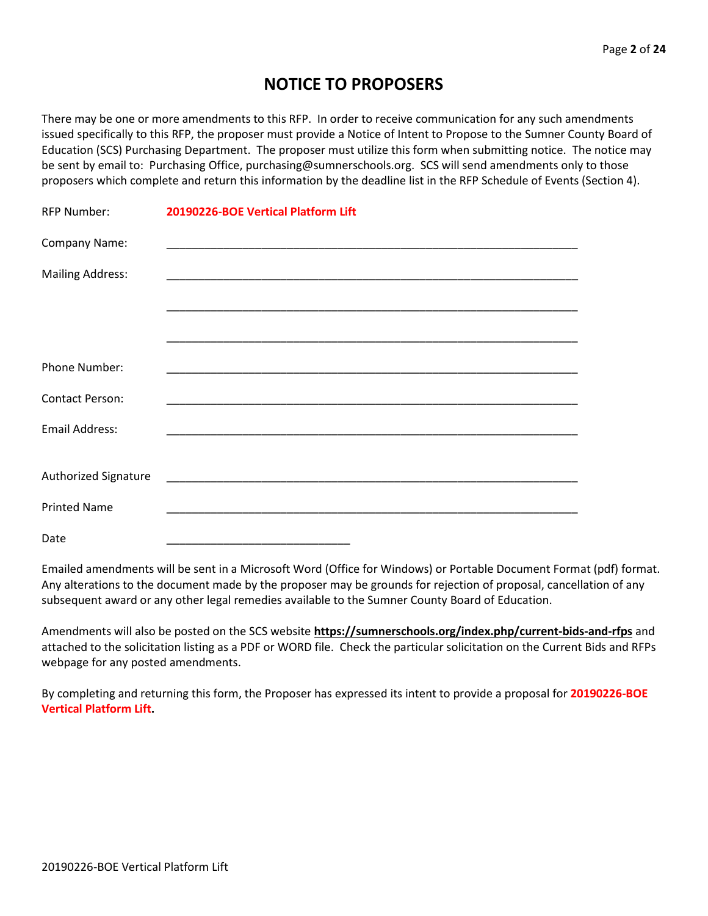# NOTICE TO PROPOSERS

There may be one or more amendments to this RFP. In order to receive communication for any such amendments issued specifically to this RFP, the proposer must provide a Notice of Intent to Propose to the Sumner County Board of Education (SCS) Purchasing Department. The proposer must utilize this form when submitting notice. The notice may be sent by email to: Purchasing Office, purchasing@sumnerschools.org. SCS will send amendments only to those proposers which complete and return this information by the deadline list in the RFP Schedule of Events (Section 4).

RFP Number: **20190226-BOE Vertical Platform Lift**

Company Name: ____________________________________________________________

Mailing Address: ____________________________________________________________

____________________________________________________________

____________________________________________________________

Phone Number: ____________________________________________________________

Contact Person: ____________________________________________________________

Email Address: ____________________________________________________________

Authorized Signature ____________________________________________________________

Printed Name ____________________________________________________________

Date ______________________________

Emailed amendments will be sent in a Microsoft Word (Office for Windows) or Portable Document Format (pdf) format. Any alterations to the document made by the proposer may be grounds for rejection of proposal, cancellation of any subsequent award or any other legal remedies available to the Sumner County Board of Education.

Amendments will also be posted on the SCS website **https://sumnerschools.org/index.php/current-bids-and-rfps** and attached to the solicitation listing as a PDF or WORD file. Check the particular solicitation on the Current Bids and RFPs webpage for any posted amendments.

By completing and returning this form, the Proposer has expressed its intent to provide a proposal for **20190226-BOE Vertical Platform Lift.**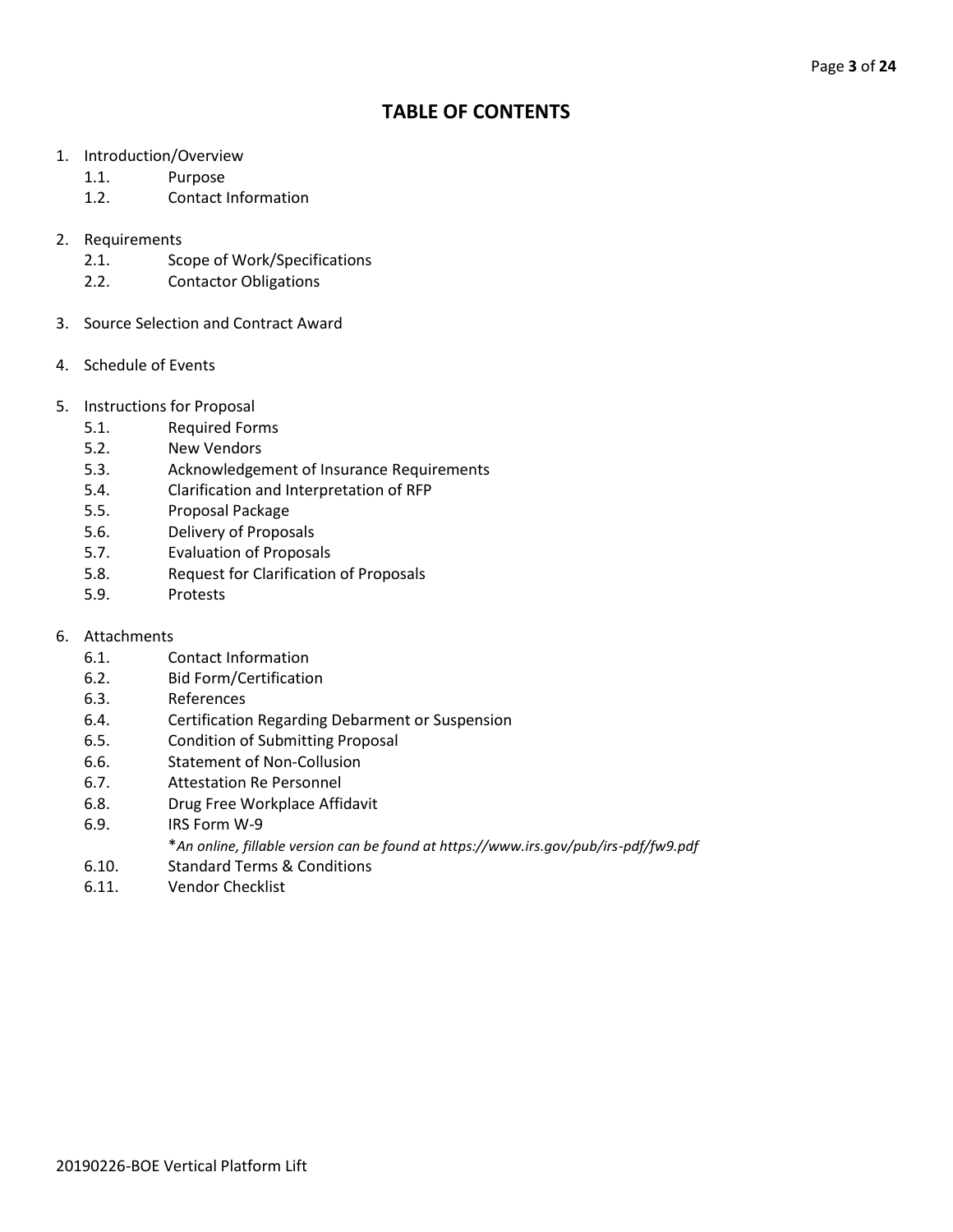# TABLE OF CONTENTS

1. Introduction/Overview
   - 1.1. Purpose
   - 1.2. Contact Information

2. Requirements
   - 2.1. Scope of Work/Specifications
   - 2.2. Contactor Obligations

3. Source Selection and Contract Award

4. Schedule of Events

5. Instructions for Proposal
   - 5.1. Required Forms
   - 5.2. New Vendors
   - 5.3. Acknowledgement of Insurance Requirements
   - 5.4. Clarification and Interpretation of RFP
   - 5.5. Proposal Package
   - 5.6. Delivery of Proposals
   - 5.7. Evaluation of Proposals
   - 5.8. Request for Clarification of Proposals
   - 5.9. Protests

6. Attachments
   - 6.1. Contact Information
   - 6.2. Bid Form/Certification
   - 6.3. References
   - 6.4. Certification Regarding Debarment or Suspension
   - 6.5. Condition of Submitting Proposal
   - 6.6. Statement of Non-Collusion
   - 6.7. Attestation Re Personnel
   - 6.8. Drug Free Workplace Affidavit
   - 6.9. IRS Form W-9
     
     **An online, fillable version can be found at https://www.irs.gov/pub/irs-pdf/fw9.pdf*
   - 6.10. Standard Terms & Conditions
   - 6.11. Vendor Checklist

20190226-BOE Vertical Platform Lift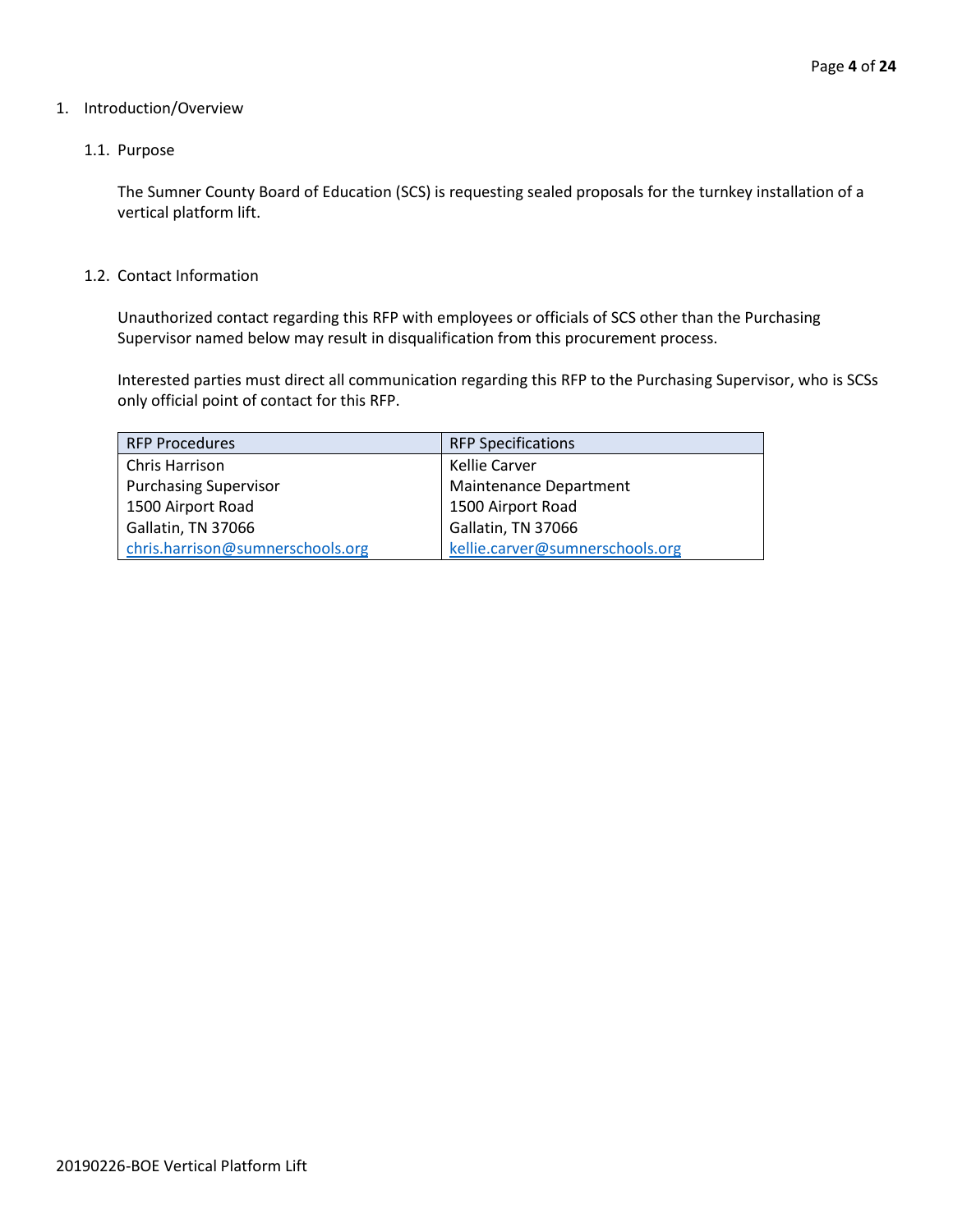## 1. Introduction/Overview

### 1.1. Purpose

The Sumner County Board of Education (SCS) is requesting sealed proposals for the turnkey installation of a vertical platform lift.

### 1.2. Contact Information

Unauthorized contact regarding this RFP with employees or officials of SCS other than the Purchasing Supervisor named below may result in disqualification from this procurement process.

Interested parties must direct all communication regarding this RFP to the Purchasing Supervisor, who is SCSs only official point of contact for this RFP.

| RFP Procedures | RFP Specifications |
|---|---|
| Chris Harrison<br>Purchasing Supervisor<br>1500 Airport Road<br>Gallatin, TN 37066<br>chris.harrison@sumnerschools.org | Kellie Carver<br>Maintenance Department<br>1500 Airport Road<br>Gallatin, TN 37066<br>kellie.carver@sumnerschools.org |

20190226-BOE Vertical Platform Lift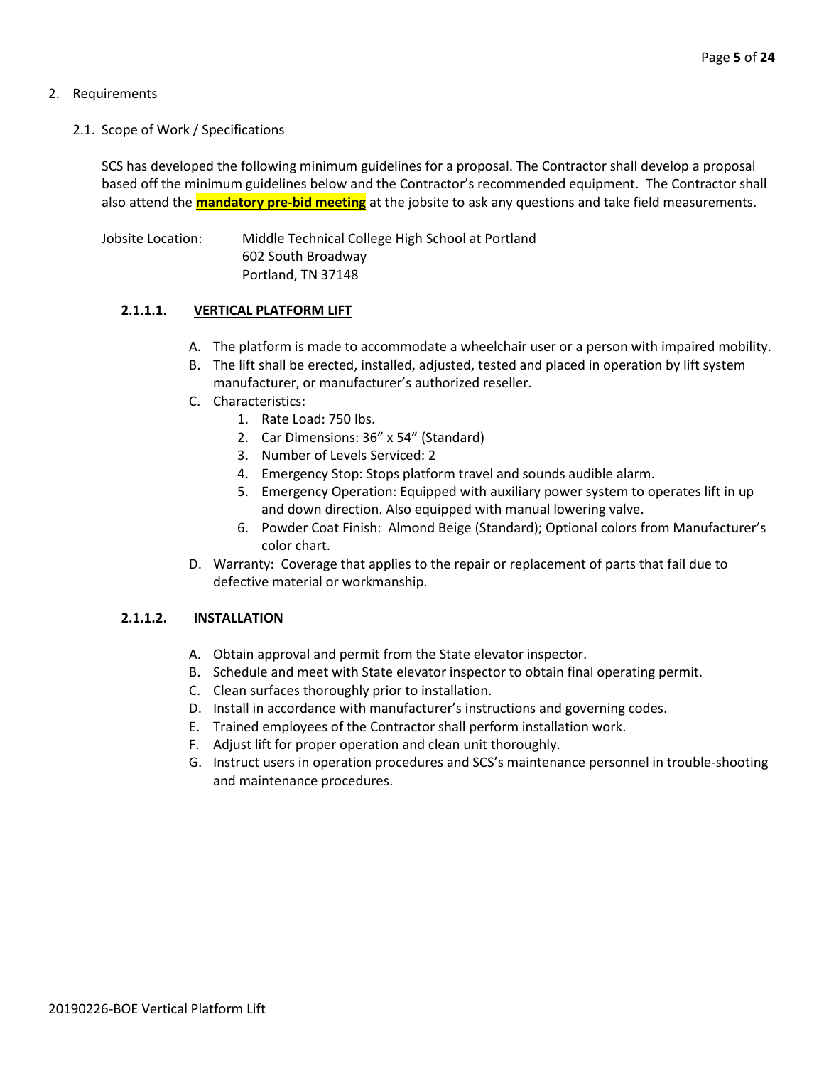2. Requirements

2.1. Scope of Work / Specifications

SCS has developed the following minimum guidelines for a proposal. The Contractor shall develop a proposal based off the minimum guidelines below and the Contractor's recommended equipment. The Contractor shall also attend the **mandatory pre-bid meeting** at the jobsite to ask any questions and take field measurements.

Jobsite Location: Middle Technical College High School at Portland
602 South Broadway
Portland, TN 37148

**2.1.1.1. VERTICAL PLATFORM LIFT**

A. The platform is made to accommodate a wheelchair user or a person with impaired mobility.
B. The lift shall be erected, installed, adjusted, tested and placed in operation by lift system manufacturer, or manufacturer's authorized reseller.
C. Characteristics:
    1. Rate Load: 750 lbs.
    2. Car Dimensions: 36" x 54" (Standard)
    3. Number of Levels Serviced: 2
    4. Emergency Stop: Stops platform travel and sounds audible alarm.
    5. Emergency Operation: Equipped with auxiliary power system to operates lift in up and down direction. Also equipped with manual lowering valve.
    6. Powder Coat Finish: Almond Beige (Standard); Optional colors from Manufacturer's color chart.
D. Warranty: Coverage that applies to the repair or replacement of parts that fail due to defective material or workmanship.

**2.1.1.2. INSTALLATION**

A. Obtain approval and permit from the State elevator inspector.
B. Schedule and meet with State elevator inspector to obtain final operating permit.
C. Clean surfaces thoroughly prior to installation.
D. Install in accordance with manufacturer's instructions and governing codes.
E. Trained employees of the Contractor shall perform installation work.
F. Adjust lift for proper operation and clean unit thoroughly.
G. Instruct users in operation procedures and SCS's maintenance personnel in trouble-shooting and maintenance procedures.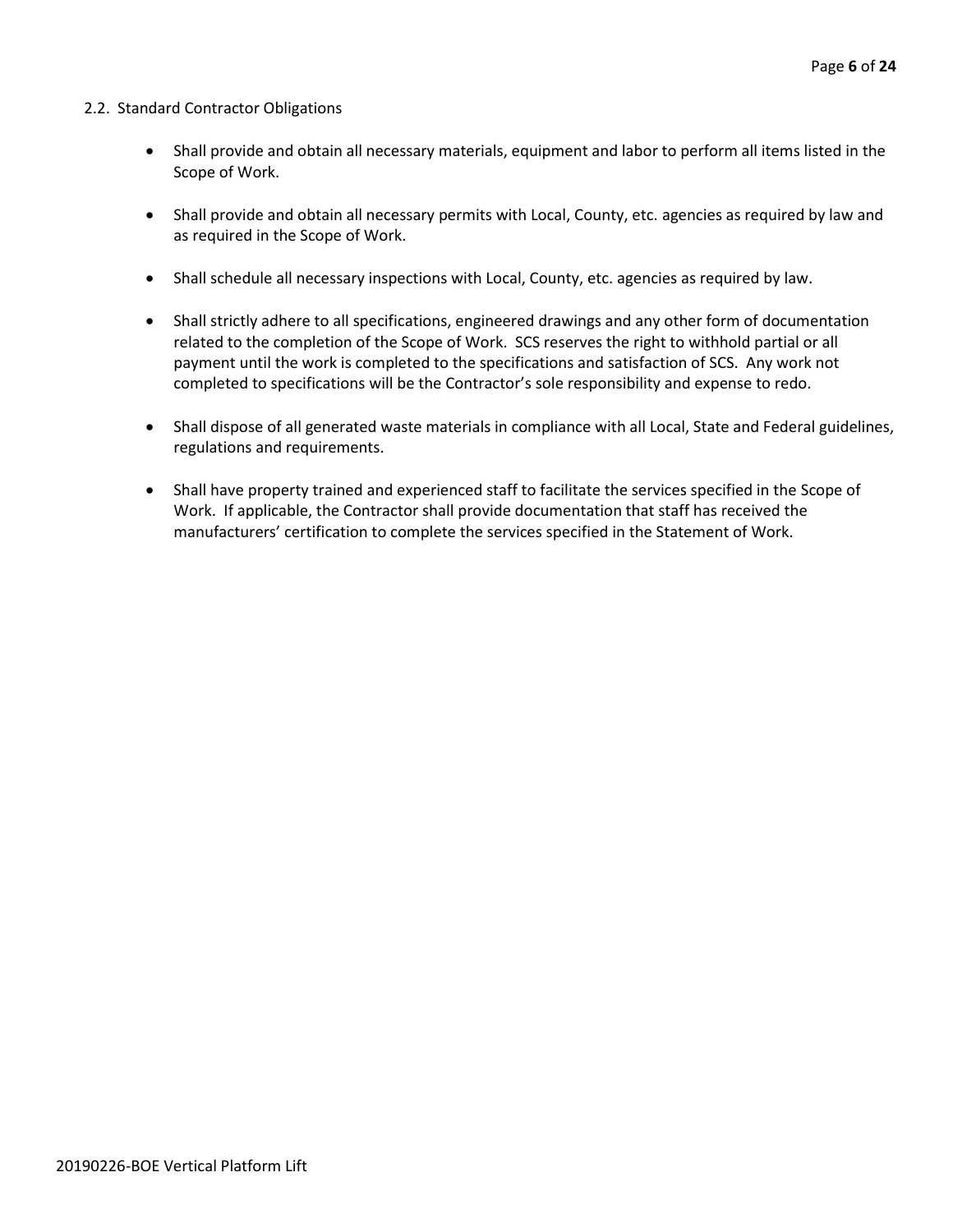## 2.2. Standard Contractor Obligations

- Shall provide and obtain all necessary materials, equipment and labor to perform all items listed in the Scope of Work.
- Shall provide and obtain all necessary permits with Local, County, etc. agencies as required by law and as required in the Scope of Work.
- Shall schedule all necessary inspections with Local, County, etc. agencies as required by law.
- Shall strictly adhere to all specifications, engineered drawings and any other form of documentation related to the completion of the Scope of Work. SCS reserves the right to withhold partial or all payment until the work is completed to the specifications and satisfaction of SCS. Any work not completed to specifications will be the Contractor's sole responsibility and expense to redo.
- Shall dispose of all generated waste materials in compliance with all Local, State and Federal guidelines, regulations and requirements.
- Shall have property trained and experienced staff to facilitate the services specified in the Scope of Work. If applicable, the Contractor shall provide documentation that staff has received the manufacturers' certification to complete the services specified in the Statement of Work.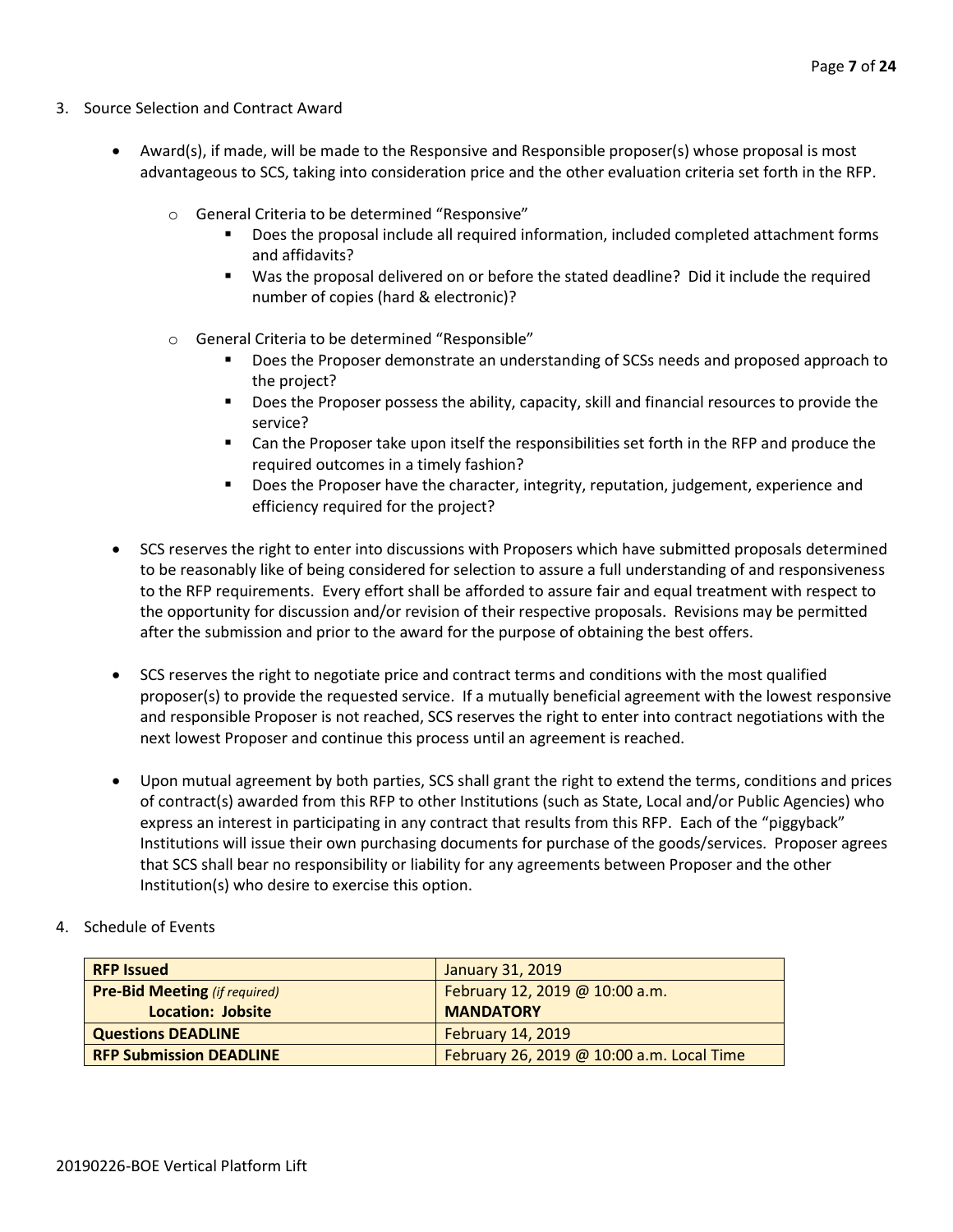3. Source Selection and Contract Award

- Award(s), if made, will be made to the Responsive and Responsible proposer(s) whose proposal is most advantageous to SCS, taking into consideration price and the other evaluation criteria set forth in the RFP.

    - General Criteria to be determined "Responsive"
        - Does the proposal include all required information, included completed attachment forms and affidavits?
        - Was the proposal delivered on or before the stated deadline? Did it include the required number of copies (hard & electronic)?

    - General Criteria to be determined "Responsible"
        - Does the Proposer demonstrate an understanding of SCSs needs and proposed approach to the project?
        - Does the Proposer possess the ability, capacity, skill and financial resources to provide the service?
        - Can the Proposer take upon itself the responsibilities set forth in the RFP and produce the required outcomes in a timely fashion?
        - Does the Proposer have the character, integrity, reputation, judgement, experience and efficiency required for the project?

- SCS reserves the right to enter into discussions with Proposers which have submitted proposals determined to be reasonably like of being considered for selection to assure a full understanding of and responsiveness to the RFP requirements. Every effort shall be afforded to assure fair and equal treatment with respect to the opportunity for discussion and/or revision of their respective proposals. Revisions may be permitted after the submission and prior to the award for the purpose of obtaining the best offers.

- SCS reserves the right to negotiate price and contract terms and conditions with the most qualified proposer(s) to provide the requested service. If a mutually beneficial agreement with the lowest responsive and responsible Proposer is not reached, SCS reserves the right to enter into contract negotiations with the next lowest Proposer and continue this process until an agreement is reached.

- Upon mutual agreement by both parties, SCS shall grant the right to extend the terms, conditions and prices of contract(s) awarded from this RFP to other Institutions (such as State, Local and/or Public Agencies) who express an interest in participating in any contract that results from this RFP. Each of the "piggyback" Institutions will issue their own purchasing documents for purchase of the goods/services. Proposer agrees that SCS shall bear no responsibility or liability for any agreements between Proposer and the other Institution(s) who desire to exercise this option.

4. Schedule of Events

| **RFP Issued** | January 31, 2019 |
|---|---|
| **Pre-Bid Meeting** *(if required)* **Location: Jobsite** | February 12, 2019 @ 10:00 a.m. **MANDATORY** |
| **Questions DEADLINE** | February 14, 2019 |
| **RFP Submission DEADLINE** | February 26, 2019 @ 10:00 a.m. Local Time |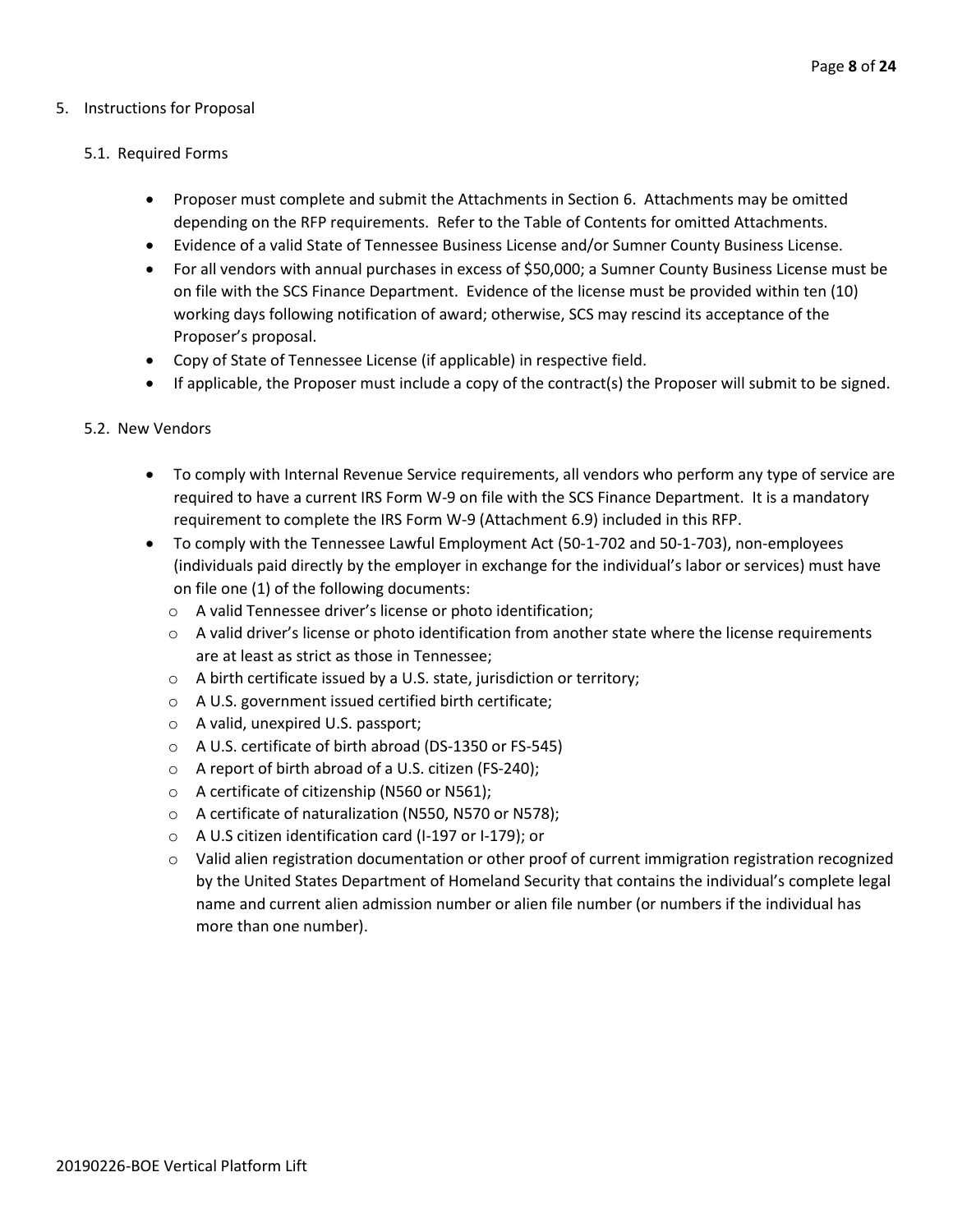## 5. Instructions for Proposal

### 5.1. Required Forms

- Proposer must complete and submit the Attachments in Section 6. Attachments may be omitted depending on the RFP requirements. Refer to the Table of Contents for omitted Attachments.
- Evidence of a valid State of Tennessee Business License and/or Sumner County Business License.
- For all vendors with annual purchases in excess of $50,000; a Sumner County Business License must be on file with the SCS Finance Department. Evidence of the license must be provided within ten (10) working days following notification of award; otherwise, SCS may rescind its acceptance of the Proposer's proposal.
- Copy of State of Tennessee License (if applicable) in respective field.
- If applicable, the Proposer must include a copy of the contract(s) the Proposer will submit to be signed.

### 5.2. New Vendors

- To comply with Internal Revenue Service requirements, all vendors who perform any type of service are required to have a current IRS Form W-9 on file with the SCS Finance Department. It is a mandatory requirement to complete the IRS Form W-9 (Attachment 6.9) included in this RFP.
- To comply with the Tennessee Lawful Employment Act (50-1-702 and 50-1-703), non-employees (individuals paid directly by the employer in exchange for the individual's labor or services) must have on file one (1) of the following documents:
  - A valid Tennessee driver's license or photo identification;
  - A valid driver's license or photo identification from another state where the license requirements are at least as strict as those in Tennessee;
  - A birth certificate issued by a U.S. state, jurisdiction or territory;
  - A U.S. government issued certified birth certificate;
  - A valid, unexpired U.S. passport;
  - A U.S. certificate of birth abroad (DS-1350 or FS-545)
  - A report of birth abroad of a U.S. citizen (FS-240);
  - A certificate of citizenship (N560 or N561);
  - A certificate of naturalization (N550, N570 or N578);
  - A U.S citizen identification card (I-197 or I-179); or
  - Valid alien registration documentation or other proof of current immigration registration recognized by the United States Department of Homeland Security that contains the individual's complete legal name and current alien admission number or alien file number (or numbers if the individual has more than one number).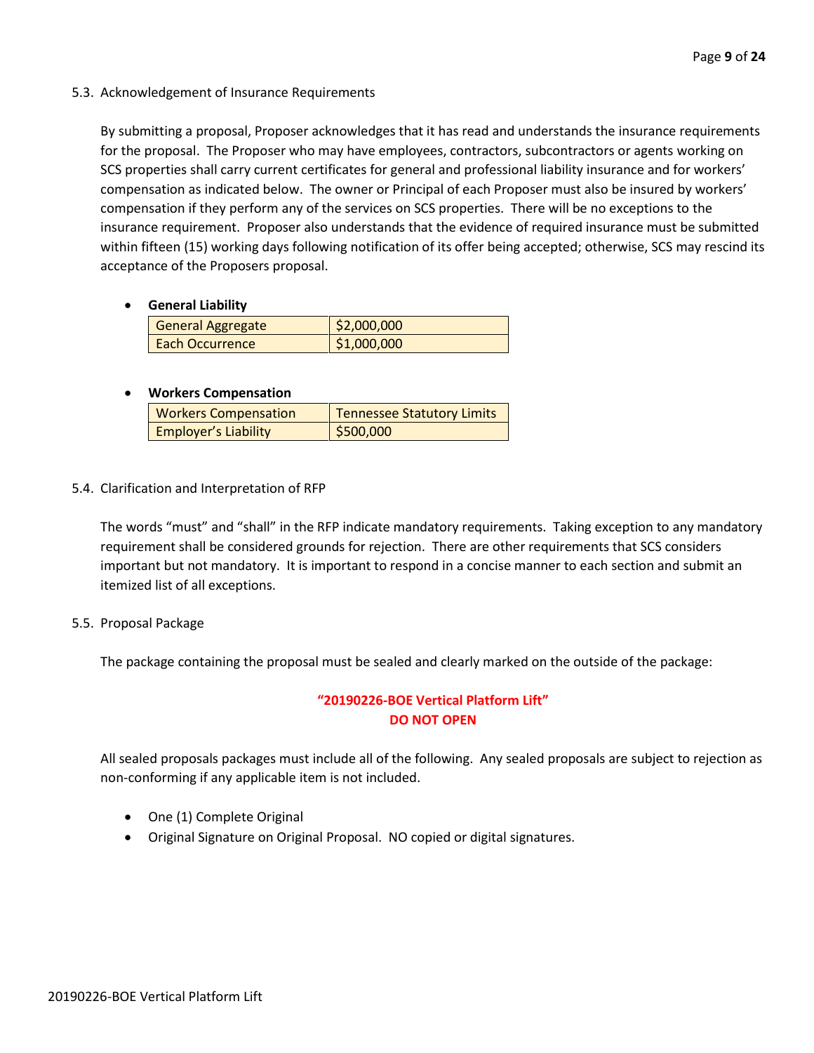### 5.3. Acknowledgement of Insurance Requirements

By submitting a proposal, Proposer acknowledges that it has read and understands the insurance requirements for the proposal. The Proposer who may have employees, contractors, subcontractors or agents working on SCS properties shall carry current certificates for general and professional liability insurance and for workers' compensation as indicated below. The owner or Principal of each Proposer must also be insured by workers' compensation if they perform any of the services on SCS properties. There will be no exceptions to the insurance requirement. Proposer also understands that the evidence of required insurance must be submitted within fifteen (15) working days following notification of its offer being accepted; otherwise, SCS may rescind its acceptance of the Proposers proposal.

- **General Liability**

| General Aggregate | $2,000,000 |
|---|---|
| Each Occurrence | $1,000,000 |

- **Workers Compensation**

| Workers Compensation | Tennessee Statutory Limits |
|---|---|
| Employer's Liability | $500,000 |

### 5.4. Clarification and Interpretation of RFP

The words "must" and "shall" in the RFP indicate mandatory requirements. Taking exception to any mandatory requirement shall be considered grounds for rejection. There are other requirements that SCS considers important but not mandatory. It is important to respond in a concise manner to each section and submit an itemized list of all exceptions.

### 5.5. Proposal Package

The package containing the proposal must be sealed and clearly marked on the outside of the package:

**"20190226-BOE Vertical Platform Lift"**
**DO NOT OPEN**

All sealed proposals packages must include all of the following. Any sealed proposals are subject to rejection as non-conforming if any applicable item is not included.

- One (1) Complete Original
- Original Signature on Original Proposal. NO copied or digital signatures.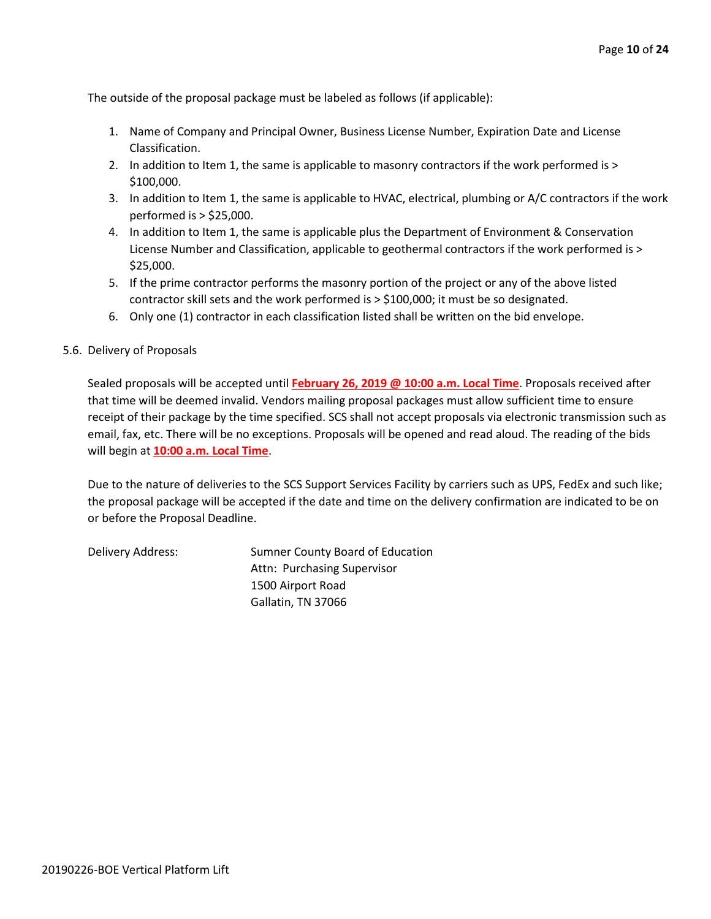The outside of the proposal package must be labeled as follows (if applicable):

1. Name of Company and Principal Owner, Business License Number, Expiration Date and License Classification.
2. In addition to Item 1, the same is applicable to masonry contractors if the work performed is > $100,000.
3. In addition to Item 1, the same is applicable to HVAC, electrical, plumbing or A/C contractors if the work performed is > $25,000.
4. In addition to Item 1, the same is applicable plus the Department of Environment & Conservation License Number and Classification, applicable to geothermal contractors if the work performed is > $25,000.
5. If the prime contractor performs the masonry portion of the project or any of the above listed contractor skill sets and the work performed is > $100,000; it must be so designated.
6. Only one (1) contractor in each classification listed shall be written on the bid envelope.

5.6. Delivery of Proposals

Sealed proposals will be accepted until **February 26, 2019 @ 10:00 a.m. Local Time**. Proposals received after that time will be deemed invalid. Vendors mailing proposal packages must allow sufficient time to ensure receipt of their package by the time specified. SCS shall not accept proposals via electronic transmission such as email, fax, etc. There will be no exceptions. Proposals will be opened and read aloud. The reading of the bids will begin at **10:00 a.m. Local Time**.

Due to the nature of deliveries to the SCS Support Services Facility by carriers such as UPS, FedEx and such like; the proposal package will be accepted if the date and time on the delivery confirmation are indicated to be on or before the Proposal Deadline.

Delivery Address:

Sumner County Board of Education
Attn: Purchasing Supervisor
1500 Airport Road
Gallatin, TN 37066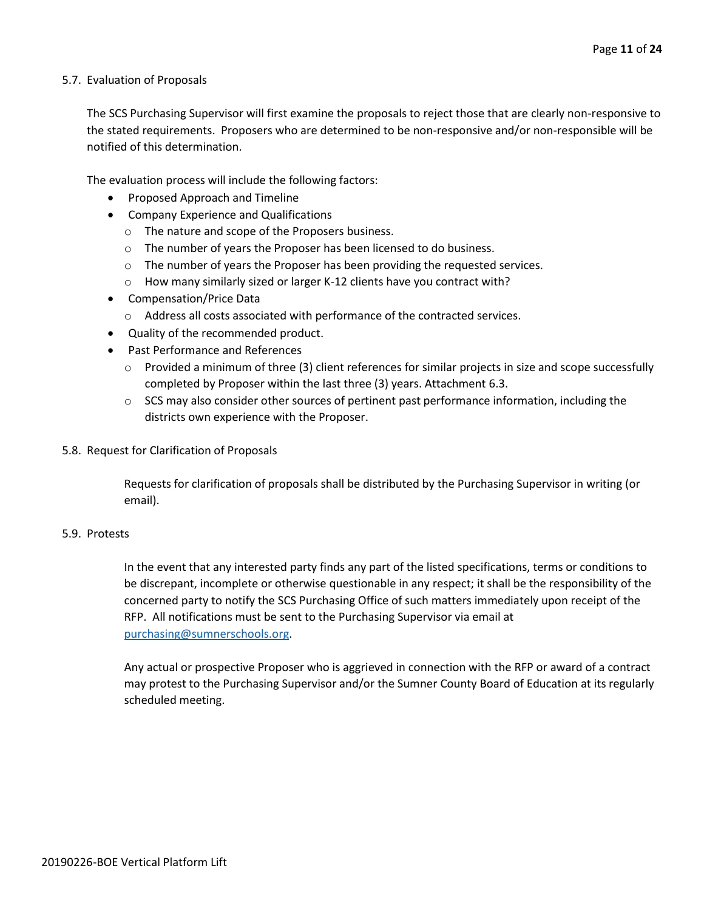## 5.7. Evaluation of Proposals

The SCS Purchasing Supervisor will first examine the proposals to reject those that are clearly non-responsive to the stated requirements. Proposers who are determined to be non-responsive and/or non-responsible will be notified of this determination.

The evaluation process will include the following factors:

- Proposed Approach and Timeline
- Company Experience and Qualifications
  - The nature and scope of the Proposers business.
  - The number of years the Proposer has been licensed to do business.
  - The number of years the Proposer has been providing the requested services.
  - How many similarly sized or larger K-12 clients have you contract with?
- Compensation/Price Data
  - Address all costs associated with performance of the contracted services.
- Quality of the recommended product.
- Past Performance and References
  - Provided a minimum of three (3) client references for similar projects in size and scope successfully completed by Proposer within the last three (3) years. Attachment 6.3.
  - SCS may also consider other sources of pertinent past performance information, including the districts own experience with the Proposer.

## 5.8. Request for Clarification of Proposals

Requests for clarification of proposals shall be distributed by the Purchasing Supervisor in writing (or email).

## 5.9. Protests

In the event that any interested party finds any part of the listed specifications, terms or conditions to be discrepant, incomplete or otherwise questionable in any respect; it shall be the responsibility of the concerned party to notify the SCS Purchasing Office of such matters immediately upon receipt of the RFP. All notifications must be sent to the Purchasing Supervisor via email at purchasing@sumnerschools.org.

Any actual or prospective Proposer who is aggrieved in connection with the RFP or award of a contract may protest to the Purchasing Supervisor and/or the Sumner County Board of Education at its regularly scheduled meeting.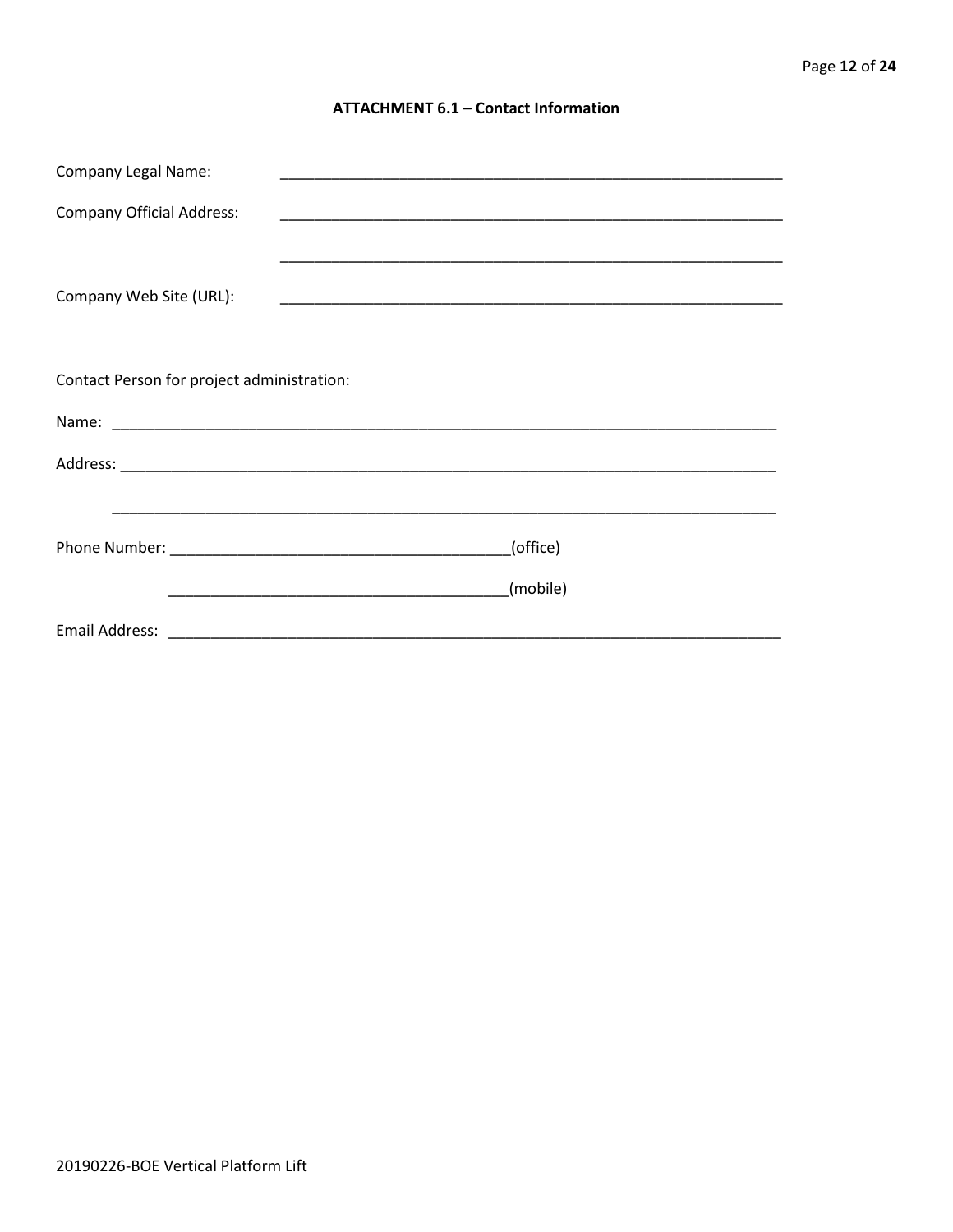## ATTACHMENT 6.1 – Contact Information

Company Legal Name: _______________________________________________

Company Official Address: _______________________________________________

_______________________________________________

Company Web Site (URL): _______________________________________________

Contact Person for project administration:

Name: _______________________________________________

Address: _______________________________________________

_______________________________________________

Phone Number: ______________________________(office)

______________________________(mobile)

Email Address: _______________________________________________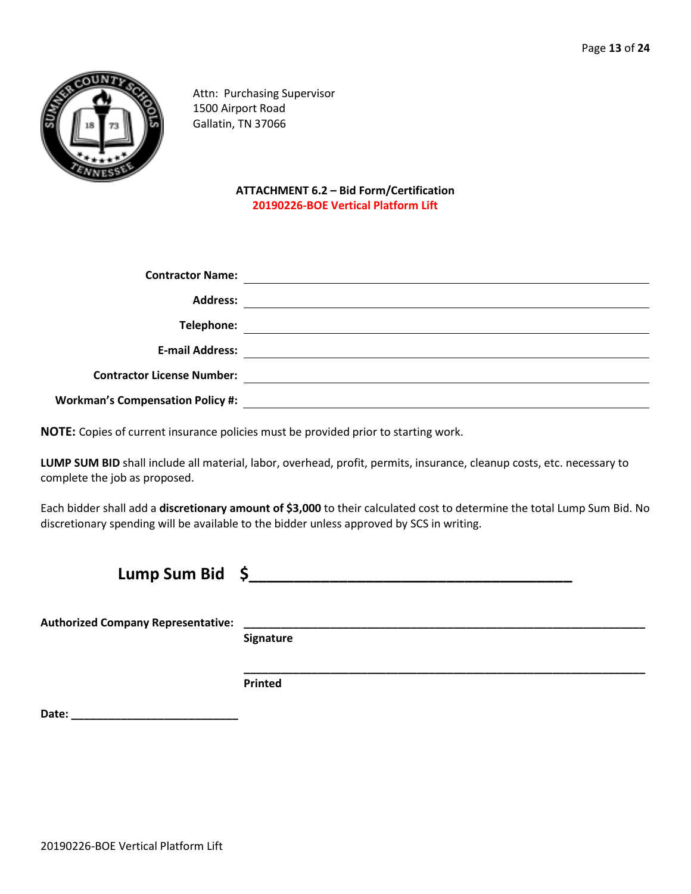Attn: Purchasing Supervisor
1500 Airport Road
Gallatin, TN 37066

**ATTACHMENT 6.2 – Bid Form/Certification**
**20190226-BOE Vertical Platform Lift**

**Contractor Name:** ______________________________

**Address:** ______________________________

**Telephone:** ______________________________

**E-mail Address:** ______________________________

**Contractor License Number:** ______________________________

**Workman's Compensation Policy #:** ______________________________

**NOTE:** Copies of current insurance policies must be provided prior to starting work.

**LUMP SUM BID** shall include all material, labor, overhead, profit, permits, insurance, cleanup costs, etc. necessary to complete the job as proposed.

Each bidder shall add a **discretionary amount of $3,000** to their calculated cost to determine the total Lump Sum Bid. No discretionary spending will be available to the bidder unless approved by SCS in writing.

**Lump Sum Bid $**______________________________

**Authorized Company Representative:** ______________________________
**Signature**

______________________________
**Printed**

**Date:** ______________________________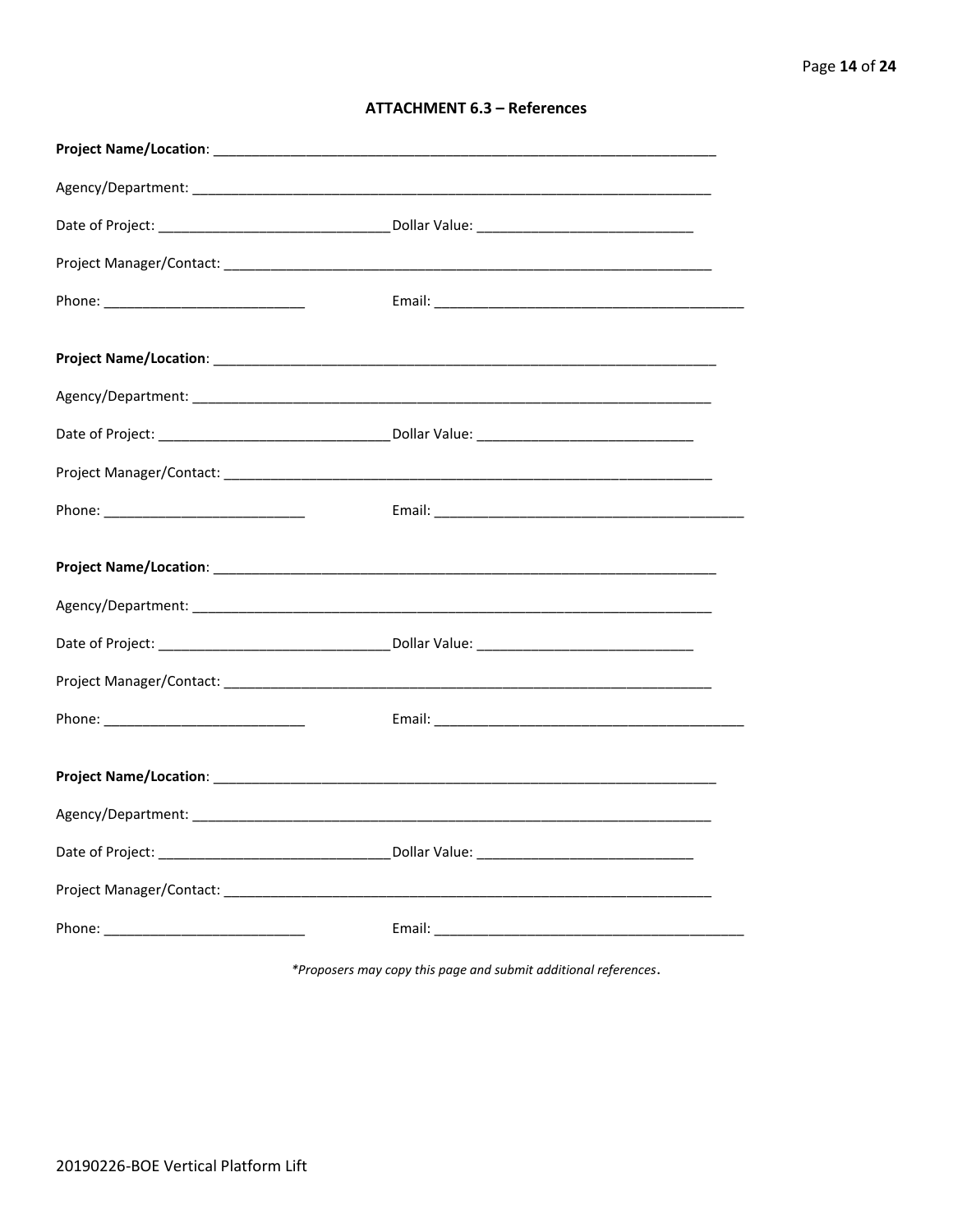### ATTACHMENT 6.3 – References

**Project Name/Location**: ___________________________________________________________________

Agency/Department: ___________________________________________________________________

Date of Project: ______________________________ Dollar Value: ____________________________

Project Manager/Contact: _______________________________________________________________

Phone: __________________________ Email: ________________________________________

**Project Name/Location**: ___________________________________________________________________

Agency/Department: ___________________________________________________________________

Date of Project: ______________________________ Dollar Value: ____________________________

Project Manager/Contact: _______________________________________________________________

Phone: __________________________ Email: ________________________________________

**Project Name/Location**: ___________________________________________________________________

Agency/Department: ___________________________________________________________________

Date of Project: ______________________________ Dollar Value: ____________________________

Project Manager/Contact: _______________________________________________________________

Phone: __________________________ Email: ________________________________________

**Project Name/Location**: ___________________________________________________________________

Agency/Department: ___________________________________________________________________

Date of Project: ______________________________ Dollar Value: ____________________________

Project Manager/Contact: _______________________________________________________________

Phone: __________________________ Email: ________________________________________

*\*Proposers may copy this page and submit additional references.*

20190226-BOE Vertical Platform Lift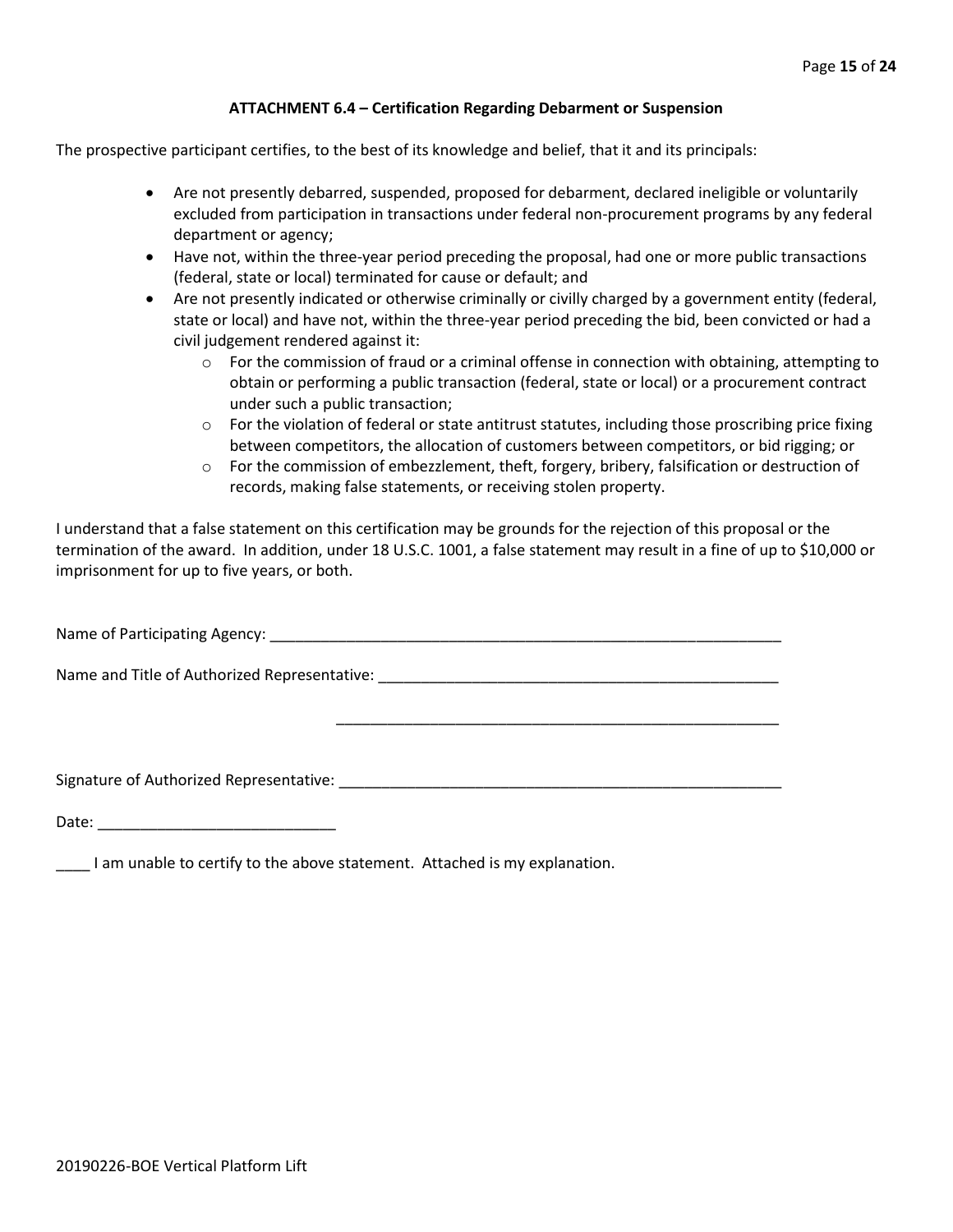### ATTACHMENT 6.4 – Certification Regarding Debarment or Suspension

The prospective participant certifies, to the best of its knowledge and belief, that it and its principals:

- Are not presently debarred, suspended, proposed for debarment, declared ineligible or voluntarily excluded from participation in transactions under federal non-procurement programs by any federal department or agency;
- Have not, within the three-year period preceding the proposal, had one or more public transactions (federal, state or local) terminated for cause or default; and
- Are not presently indicated or otherwise criminally or civilly charged by a government entity (federal, state or local) and have not, within the three-year period preceding the bid, been convicted or had a civil judgement rendered against it:
    - For the commission of fraud or a criminal offense in connection with obtaining, attempting to obtain or performing a public transaction (federal, state or local) or a procurement contract under such a public transaction;
    - For the violation of federal or state antitrust statutes, including those proscribing price fixing between competitors, the allocation of customers between competitors, or bid rigging; or
    - For the commission of embezzlement, theft, forgery, bribery, falsification or destruction of records, making false statements, or receiving stolen property.

I understand that a false statement on this certification may be grounds for the rejection of this proposal or the termination of the award. In addition, under 18 U.S.C. 1001, a false statement may result in a fine of up to $10,000 or imprisonment for up to five years, or both.

Name of Participating Agency: ______________________________________________________________

Name and Title of Authorized Representative: ________________________________________________

______________________________________________________

Signature of Authorized Representative: ______________________________________________________

Date: ____________________________

____ I am unable to certify to the above statement. Attached is my explanation.

20190226-BOE Vertical Platform Lift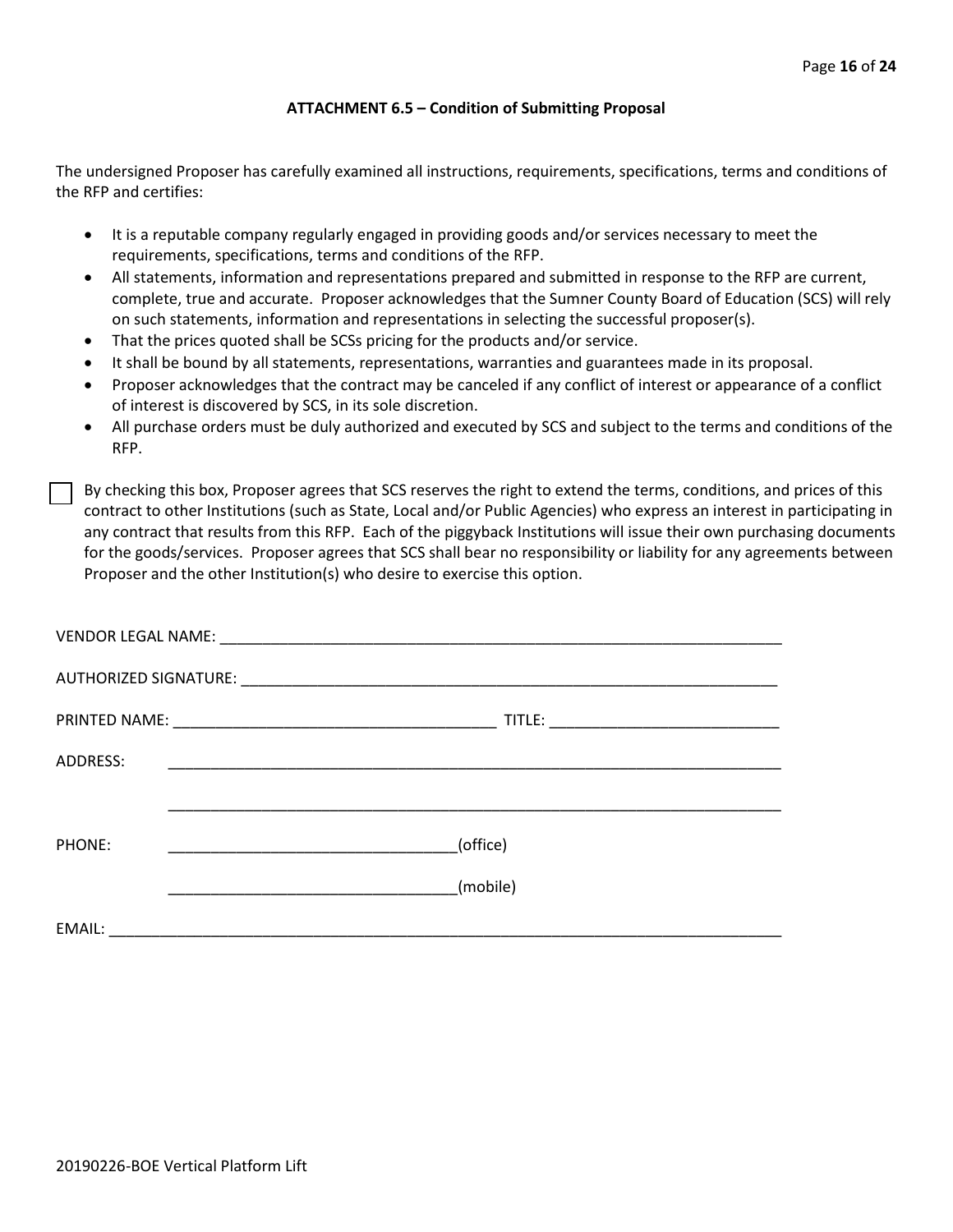### ATTACHMENT 6.5 – Condition of Submitting Proposal

The undersigned Proposer has carefully examined all instructions, requirements, specifications, terms and conditions of the RFP and certifies:

- It is a reputable company regularly engaged in providing goods and/or services necessary to meet the requirements, specifications, terms and conditions of the RFP.
- All statements, information and representations prepared and submitted in response to the RFP are current, complete, true and accurate. Proposer acknowledges that the Sumner County Board of Education (SCS) will rely on such statements, information and representations in selecting the successful proposer(s).
- That the prices quoted shall be SCSs pricing for the products and/or service.
- It shall be bound by all statements, representations, warranties and guarantees made in its proposal.
- Proposer acknowledges that the contract may be canceled if any conflict of interest or appearance of a conflict of interest is discovered by SCS, in its sole discretion.
- All purchase orders must be duly authorized and executed by SCS and subject to the terms and conditions of the RFP.

☐ By checking this box, Proposer agrees that SCS reserves the right to extend the terms, conditions, and prices of this contract to other Institutions (such as State, Local and/or Public Agencies) who express an interest in participating in any contract that results from this RFP. Each of the piggyback Institutions will issue their own purchasing documents for the goods/services. Proposer agrees that SCS shall bear no responsibility or liability for any agreements between Proposer and the other Institution(s) who desire to exercise this option.

VENDOR LEGAL NAME: ____________________________________________________________________

AUTHORIZED SIGNATURE: _________________________________________________________________

PRINTED NAME: _______________________________________ TITLE: ___________________________

ADDRESS: ______________________________________________________________________________

______________________________________________________________________________

PHONE: __________________________________(office)

__________________________________(mobile)

EMAIL: ________________________________________________________________________________

20190226-BOE Vertical Platform Lift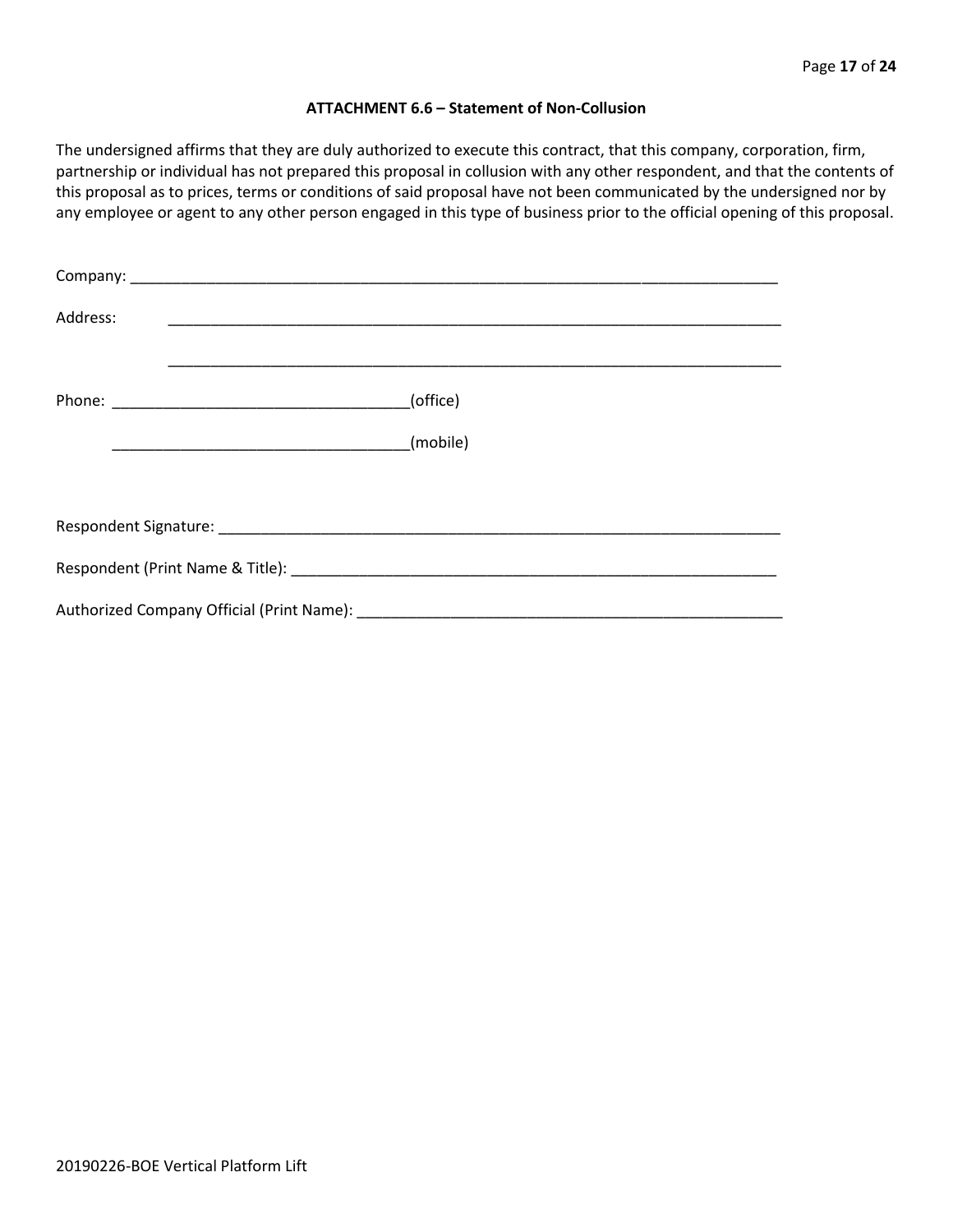### ATTACHMENT 6.6 – Statement of Non-Collusion

The undersigned affirms that they are duly authorized to execute this contract, that this company, corporation, firm, partnership or individual has not prepared this proposal in collusion with any other respondent, and that the contents of this proposal as to prices, terms or conditions of said proposal have not been communicated by the undersigned nor by any employee or agent to any other person engaged in this type of business prior to the official opening of this proposal.

Company: ___________________________________________________________________________

Address: ___________________________________________________________________________

___________________________________________________________________________

Phone: ___________________________________(office)

___________________________________(mobile)

Respondent Signature: ___________________________________________________________________

Respondent (Print Name & Title): __________________________________________________________

Authorized Company Official (Print Name): ___________________________________________________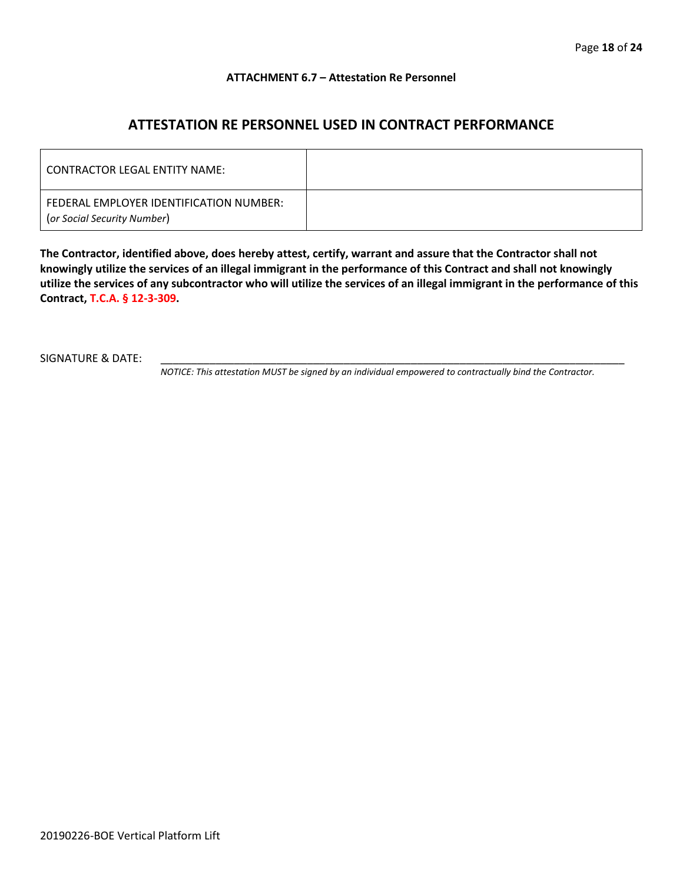**ATTACHMENT 6.7 – Attestation Re Personnel**

## ATTESTATION RE PERSONNEL USED IN CONTRACT PERFORMANCE

| CONTRACTOR LEGAL ENTITY NAME: | |
|---|---|
| FEDERAL EMPLOYER IDENTIFICATION NUMBER: (*or Social Security Number*) | |

**The Contractor, identified above, does hereby attest, certify, warrant and assure that the Contractor shall not knowingly utilize the services of an illegal immigrant in the performance of this Contract and shall not knowingly utilize the services of any subcontractor who will utilize the services of an illegal immigrant in the performance of this Contract, T.C.A. § 12-3-309.**

SIGNATURE & DATE: ________________________________________________________________

*NOTICE: This attestation MUST be signed by an individual empowered to contractually bind the Contractor.*

20190226-BOE Vertical Platform Lift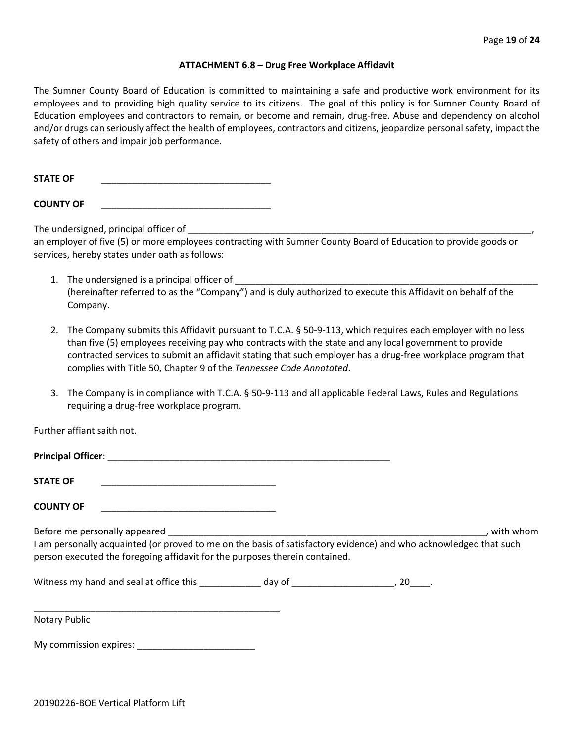### ATTACHMENT 6.8 – Drug Free Workplace Affidavit

The Sumner County Board of Education is committed to maintaining a safe and productive work environment for its employees and to providing high quality service to its citizens. The goal of this policy is for Sumner County Board of Education employees and contractors to remain, or become and remain, drug-free. Abuse and dependency on alcohol and/or drugs can seriously affect the health of employees, contractors and citizens, jeopardize personal safety, impact the safety of others and impair job performance.

**STATE OF** _________________________________

**COUNTY OF** _________________________________

The undersigned, principal officer of ______________________________________________________________________, an employer of five (5) or more employees contracting with Sumner County Board of Education to provide goods or services, hereby states under oath as follows:

1. The undersigned is a principal officer of ______________________________________________________________ (hereinafter referred to as the "Company") and is duly authorized to execute this Affidavit on behalf of the Company.

2. The Company submits this Affidavit pursuant to T.C.A. § 50-9-113, which requires each employer with no less than five (5) employees receiving pay who contracts with the state and any local government to provide contracted services to submit an affidavit stating that such employer has a drug-free workplace program that complies with Title 50, Chapter 9 of the *Tennessee Code Annotated*.

3. The Company is in compliance with T.C.A. § 50-9-113 and all applicable Federal Laws, Rules and Regulations requiring a drug-free workplace program.

Further affiant saith not.

**Principal Officer**: ________________________________________________________

**STATE OF** __________________________________

**COUNTY OF** __________________________________

Before me personally appeared ______________________________________________________________, with whom I am personally acquainted (or proved to me on the basis of satisfactory evidence) and who acknowledged that such person executed the foregoing affidavit for the purposes therein contained.

Witness my hand and seal at office this ____________ day of ____________________, 20____.

__________________________________________________
Notary Public

My commission expires: _______________________

20190226-BOE Vertical Platform Lift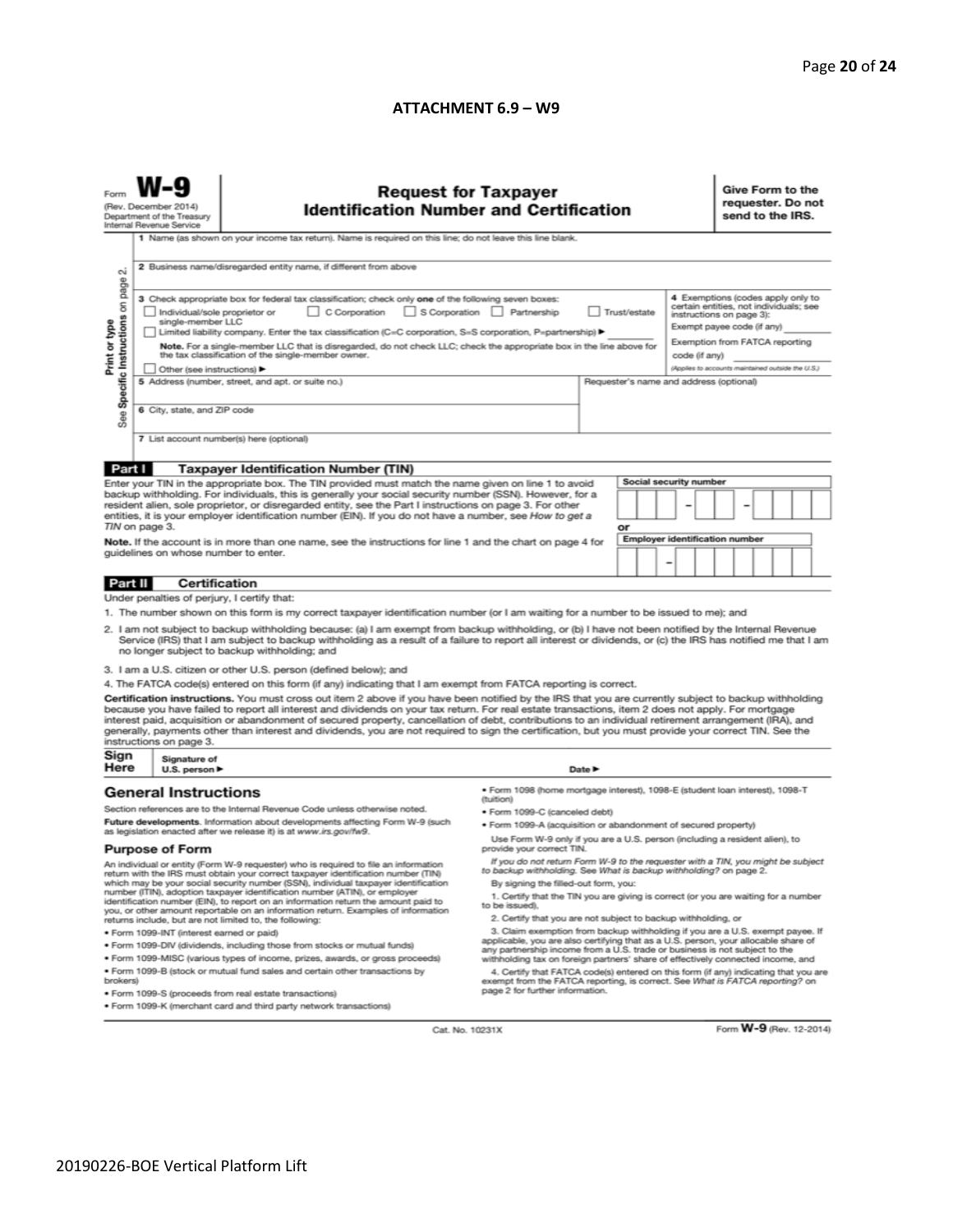## ATTACHMENT 6.9 – W9

Form **W-9**
(Rev. December 2014)
Department of the Treasury
Internal Revenue Service

# Request for Taxpayer Identification Number and Certification

**Give Form to the requester. Do not send to the IRS.**

Print or type
See Specific Instructions on page 2.

1 Name (as shown on your income tax return). Name is required on this line; do not leave this line blank.

2 Business name/disregarded entity name, if different from above

3 Check appropriate box for federal tax classification; check only **one** of the following seven boxes:

☐ Individual/sole proprietor or single-member LLC ☐ C Corporation ☐ S Corporation ☐ Partnership ☐ Trust/estate

☐ Limited liability company. Enter the tax classification (C=C corporation, S=S corporation, P=partnership) ► ________

**Note.** For a single-member LLC that is disregarded, do not check LLC; check the appropriate box in the line above for the tax classification of the single-member owner.

☐ Other (see instructions) ►

4 Exemptions (codes apply only to certain entities, not individuals; see instructions on page 3):

Exempt payee code (if any) ________

Exemption from FATCA reporting code (if any) ________

(Applies to accounts maintained outside the U.S.)

5 Address (number, street, and apt. or suite no.)

Requester's name and address (optional)

6 City, state, and ZIP code

7 List account number(s) here (optional)

## Part I Taxpayer Identification Number (TIN)

Enter your TIN in the appropriate box. The TIN provided must match the name given on line 1 to avoid backup withholding. For individuals, this is generally your social security number (SSN). However, for a resident alien, sole proprietor, or disregarded entity, see the Part I instructions on page 3. For other entities, it is your employer identification number (EIN). If you do not have a number, see *How to get a TIN* on page 3.

**Note.** If the account is in more than one name, see the instructions for line 1 and the chart on page 4 for guidelines on whose number to enter.

Social security number

| | | | – | | | – | | | | |
|---|---|---|---|---|---|---|---|---|---|---|

or

Employer identification number

| | | – | | | | | | | |
|---|---|---|---|---|---|---|---|---|---|

## Part II Certification

Under penalties of perjury, I certify that:

1. The number shown on this form is my correct taxpayer identification number (or I am waiting for a number to be issued to me); and
2. I am not subject to backup withholding because: (a) I am exempt from backup withholding, or (b) I have not been notified by the Internal Revenue Service (IRS) that I am subject to backup withholding as a result of a failure to report all interest or dividends, or (c) the IRS has notified me that I am no longer subject to backup withholding; and
3. I am a U.S. citizen or other U.S. person (defined below); and
4. The FATCA code(s) entered on this form (if any) indicating that I am exempt from FATCA reporting is correct.

**Certification instructions.** You must cross out item 2 above if you have been notified by the IRS that you are currently subject to backup withholding because you have failed to report all interest and dividends on your tax return. For real estate transactions, item 2 does not apply. For mortgage interest paid, acquisition or abandonment of secured property, cancellation of debt, contributions to an individual retirement arrangement (IRA), and generally, payments other than interest and dividends, you are not required to sign the certification, but you must provide your correct TIN. See the instructions on page 3.

**Sign Here** Signature of U.S. person ► Date ►

## General Instructions

Section references are to the Internal Revenue Code unless otherwise noted.

**Future developments.** Information about developments affecting Form W-9 (such as legislation enacted after we release it) is at *www.irs.gov/fw9*.

### Purpose of Form

An individual or entity (Form W-9 requester) who is required to file an information return with the IRS must obtain your correct taxpayer identification number (TIN) which may be your social security number (SSN), individual taxpayer identification number (ITIN), adoption taxpayer identification number (ATIN), or employer identification number (EIN), to report on an information return the amount paid to you, or other amount reportable on an information return. Examples of information returns include, but are not limited to, the following:

- Form 1099-INT (interest earned or paid)
- Form 1099-DIV (dividends, including those from stocks or mutual funds)
- Form 1099-MISC (various types of income, prizes, awards, or gross proceeds)
- Form 1099-B (stock or mutual fund sales and certain other transactions by brokers)
- Form 1099-S (proceeds from real estate transactions)
- Form 1099-K (merchant card and third party network transactions)
- Form 1098 (home mortgage interest), 1098-E (student loan interest), 1098-T (tuition)
- Form 1099-C (canceled debt)
- Form 1099-A (acquisition or abandonment of secured property)

Use Form W-9 only if you are a U.S. person (including a resident alien), to provide your correct TIN.

*If you do not return Form W-9 to the requester with a TIN, you might be subject to backup withholding. See What is backup withholding? on page 2.*

By signing the filled-out form, you:

1. Certify that the TIN you are giving is correct (or you are waiting for a number to be issued),

2. Certify that you are not subject to backup withholding, or

3. Claim exemption from backup withholding if you are a U.S. exempt payee. If applicable, you are also certifying that as a U.S. person, your allocable share of any partnership income from a U.S. trade or business is not subject to the withholding tax on foreign partners' share of effectively connected income, and

4. Certify that FATCA code(s) entered on this form (if any) indicating that you are exempt from the FATCA reporting, is correct. See *What is FATCA reporting?* on page 2 for further information.

Cat. No. 10231X Form **W-9** (Rev. 12-2014)

20190226-BOE Vertical Platform Lift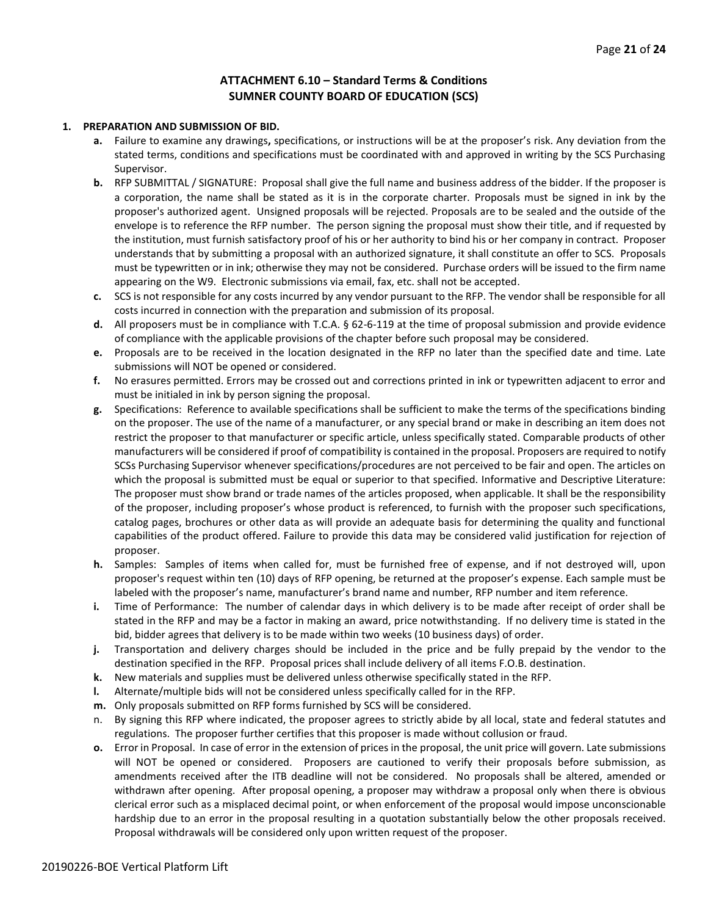## ATTACHMENT 6.10 – Standard Terms & Conditions
## SUMNER COUNTY BOARD OF EDUCATION (SCS)

**1. PREPARATION AND SUBMISSION OF BID.**

- **a.** Failure to examine any drawings**,** specifications, or instructions will be at the proposer's risk. Any deviation from the stated terms, conditions and specifications must be coordinated with and approved in writing by the SCS Purchasing Supervisor.
- **b.** RFP SUBMITTAL / SIGNATURE: Proposal shall give the full name and business address of the bidder. If the proposer is a corporation, the name shall be stated as it is in the corporate charter. Proposals must be signed in ink by the proposer's authorized agent. Unsigned proposals will be rejected. Proposals are to be sealed and the outside of the envelope is to reference the RFP number. The person signing the proposal must show their title, and if requested by the institution, must furnish satisfactory proof of his or her authority to bind his or her company in contract. Proposer understands that by submitting a proposal with an authorized signature, it shall constitute an offer to SCS. Proposals must be typewritten or in ink; otherwise they may not be considered. Purchase orders will be issued to the firm name appearing on the W9. Electronic submissions via email, fax, etc. shall not be accepted.
- **c.** SCS is not responsible for any costs incurred by any vendor pursuant to the RFP. The vendor shall be responsible for all costs incurred in connection with the preparation and submission of its proposal.
- **d.** All proposers must be in compliance with T.C.A. § 62-6-119 at the time of proposal submission and provide evidence of compliance with the applicable provisions of the chapter before such proposal may be considered.
- **e.** Proposals are to be received in the location designated in the RFP no later than the specified date and time. Late submissions will NOT be opened or considered.
- **f.** No erasures permitted. Errors may be crossed out and corrections printed in ink or typewritten adjacent to error and must be initialed in ink by person signing the proposal.
- **g.** Specifications: Reference to available specifications shall be sufficient to make the terms of the specifications binding on the proposer. The use of the name of a manufacturer, or any special brand or make in describing an item does not restrict the proposer to that manufacturer or specific article, unless specifically stated. Comparable products of other manufacturers will be considered if proof of compatibility is contained in the proposal. Proposers are required to notify SCSs Purchasing Supervisor whenever specifications/procedures are not perceived to be fair and open. The articles on which the proposal is submitted must be equal or superior to that specified. Informative and Descriptive Literature: The proposer must show brand or trade names of the articles proposed, when applicable. It shall be the responsibility of the proposer, including proposer's whose product is referenced, to furnish with the proposer such specifications, catalog pages, brochures or other data as will provide an adequate basis for determining the quality and functional capabilities of the product offered. Failure to provide this data may be considered valid justification for rejection of proposer.
- **h.** Samples: Samples of items when called for, must be furnished free of expense, and if not destroyed will, upon proposer's request within ten (10) days of RFP opening, be returned at the proposer's expense. Each sample must be labeled with the proposer's name, manufacturer's brand name and number, RFP number and item reference.
- **i.** Time of Performance: The number of calendar days in which delivery is to be made after receipt of order shall be stated in the RFP and may be a factor in making an award, price notwithstanding. If no delivery time is stated in the bid, bidder agrees that delivery is to be made within two weeks (10 business days) of order.
- **j.** Transportation and delivery charges should be included in the price and be fully prepaid by the vendor to the destination specified in the RFP. Proposal prices shall include delivery of all items F.O.B. destination.
- **k.** New materials and supplies must be delivered unless otherwise specifically stated in the RFP.
- **l.** Alternate/multiple bids will not be considered unless specifically called for in the RFP.
- **m.** Only proposals submitted on RFP forms furnished by SCS will be considered.
- n. By signing this RFP where indicated, the proposer agrees to strictly abide by all local, state and federal statutes and regulations. The proposer further certifies that this proposer is made without collusion or fraud.
- **o.** Error in Proposal. In case of error in the extension of prices in the proposal, the unit price will govern. Late submissions will NOT be opened or considered. Proposers are cautioned to verify their proposals before submission, as amendments received after the ITB deadline will not be considered. No proposals shall be altered, amended or withdrawn after opening. After proposal opening, a proposer may withdraw a proposal only when there is obvious clerical error such as a misplaced decimal point, or when enforcement of the proposal would impose unconscionable hardship due to an error in the proposal resulting in a quotation substantially below the other proposals received. Proposal withdrawals will be considered only upon written request of the proposer.

20190226-BOE Vertical Platform Lift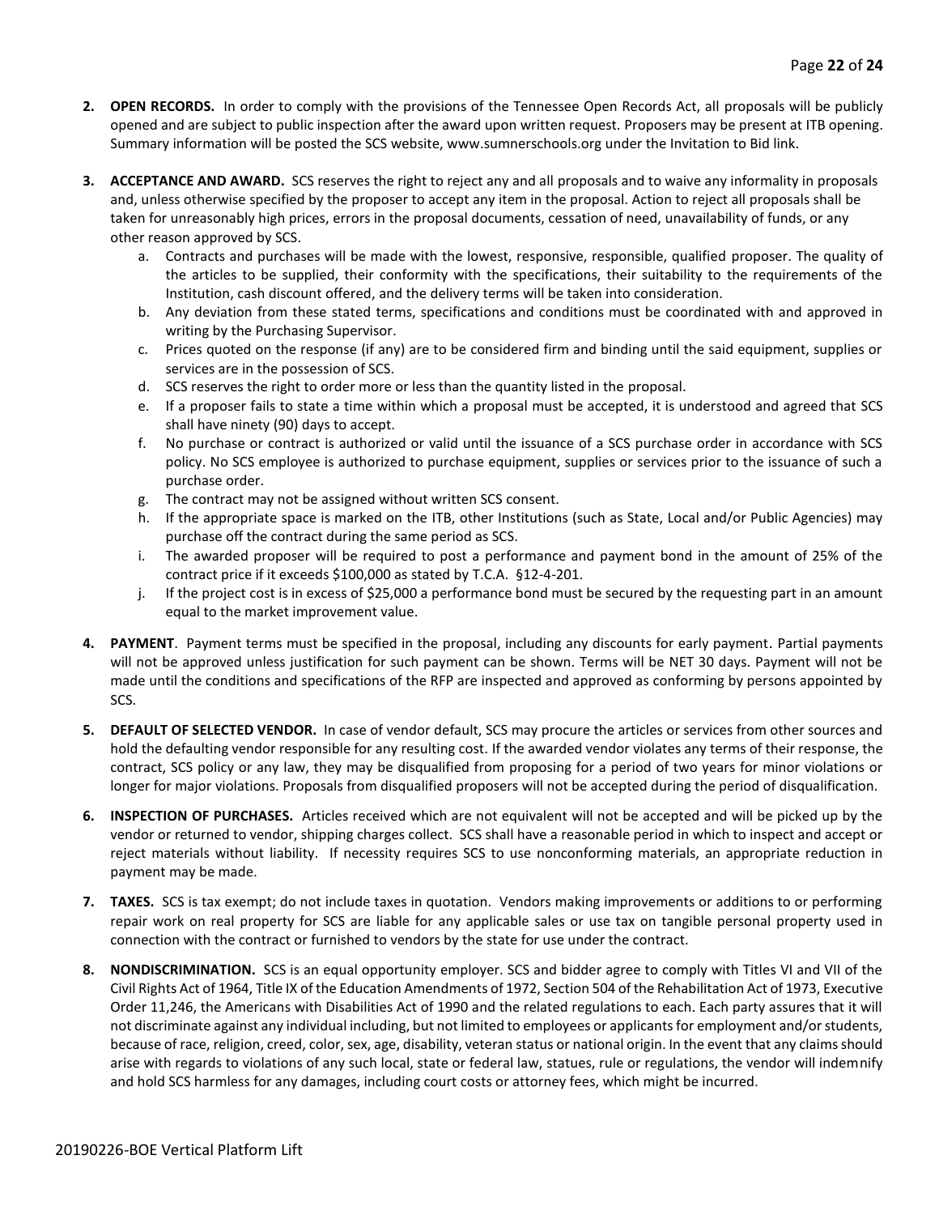2. **OPEN RECORDS.** In order to comply with the provisions of the Tennessee Open Records Act, all proposals will be publicly opened and are subject to public inspection after the award upon written request. Proposers may be present at ITB opening. Summary information will be posted the SCS website, www.sumnerschools.org under the Invitation to Bid link.

3. **ACCEPTANCE AND AWARD.** SCS reserves the right to reject any and all proposals and to waive any informality in proposals and, unless otherwise specified by the proposer to accept any item in the proposal. Action to reject all proposals shall be taken for unreasonably high prices, errors in the proposal documents, cessation of need, unavailability of funds, or any other reason approved by SCS.
   a. Contracts and purchases will be made with the lowest, responsive, responsible, qualified proposer. The quality of the articles to be supplied, their conformity with the specifications, their suitability to the requirements of the Institution, cash discount offered, and the delivery terms will be taken into consideration.
   b. Any deviation from these stated terms, specifications and conditions must be coordinated with and approved in writing by the Purchasing Supervisor.
   c. Prices quoted on the response (if any) are to be considered firm and binding until the said equipment, supplies or services are in the possession of SCS.
   d. SCS reserves the right to order more or less than the quantity listed in the proposal.
   e. If a proposer fails to state a time within which a proposal must be accepted, it is understood and agreed that SCS shall have ninety (90) days to accept.
   f. No purchase or contract is authorized or valid until the issuance of a SCS purchase order in accordance with SCS policy. No SCS employee is authorized to purchase equipment, supplies or services prior to the issuance of such a purchase order.
   g. The contract may not be assigned without written SCS consent.
   h. If the appropriate space is marked on the ITB, other Institutions (such as State, Local and/or Public Agencies) may purchase off the contract during the same period as SCS.
   i. The awarded proposer will be required to post a performance and payment bond in the amount of 25% of the contract price if it exceeds $100,000 as stated by T.C.A. §12-4-201.
   j. If the project cost is in excess of $25,000 a performance bond must be secured by the requesting part in an amount equal to the market improvement value.

4. **PAYMENT**. Payment terms must be specified in the proposal, including any discounts for early payment. Partial payments will not be approved unless justification for such payment can be shown. Terms will be NET 30 days. Payment will not be made until the conditions and specifications of the RFP are inspected and approved as conforming by persons appointed by SCS.

5. **DEFAULT OF SELECTED VENDOR.** In case of vendor default, SCS may procure the articles or services from other sources and hold the defaulting vendor responsible for any resulting cost. If the awarded vendor violates any terms of their response, the contract, SCS policy or any law, they may be disqualified from proposing for a period of two years for minor violations or longer for major violations. Proposals from disqualified proposers will not be accepted during the period of disqualification.

6. **INSPECTION OF PURCHASES.** Articles received which are not equivalent will not be accepted and will be picked up by the vendor or returned to vendor, shipping charges collect. SCS shall have a reasonable period in which to inspect and accept or reject materials without liability. If necessity requires SCS to use nonconforming materials, an appropriate reduction in payment may be made.

7. **TAXES.** SCS is tax exempt; do not include taxes in quotation. Vendors making improvements or additions to or performing repair work on real property for SCS are liable for any applicable sales or use tax on tangible personal property used in connection with the contract or furnished to vendors by the state for use under the contract.

8. **NONDISCRIMINATION.** SCS is an equal opportunity employer. SCS and bidder agree to comply with Titles VI and VII of the Civil Rights Act of 1964, Title IX of the Education Amendments of 1972, Section 504 of the Rehabilitation Act of 1973, Executive Order 11,246, the Americans with Disabilities Act of 1990 and the related regulations to each. Each party assures that it will not discriminate against any individual including, but not limited to employees or applicants for employment and/or students, because of race, religion, creed, color, sex, age, disability, veteran status or national origin. In the event that any claims should arise with regards to violations of any such local, state or federal law, statues, rule or regulations, the vendor will indemnify and hold SCS harmless for any damages, including court costs or attorney fees, which might be incurred.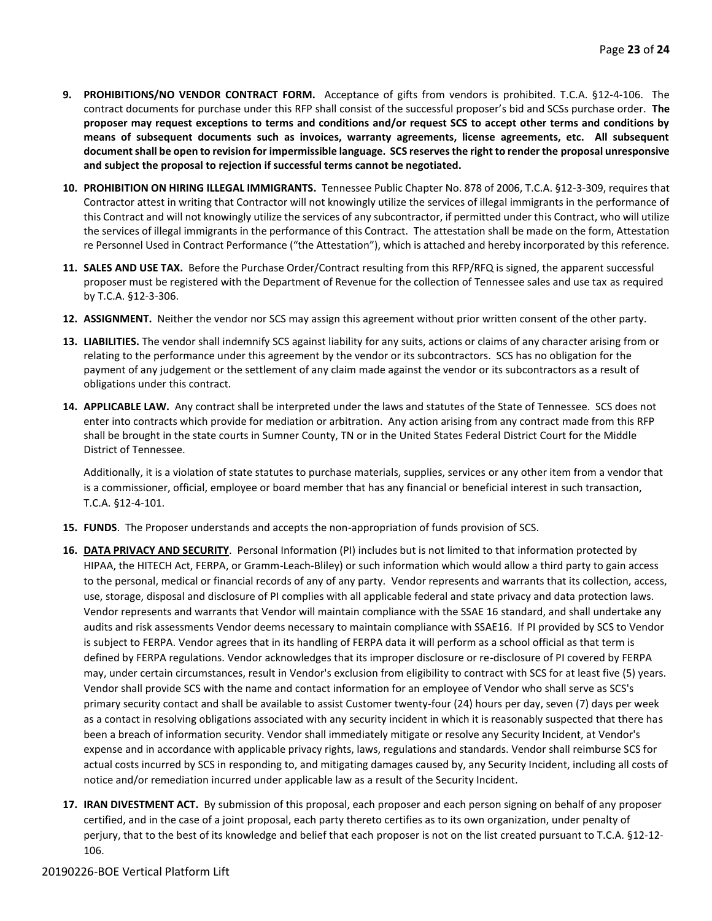9. **PROHIBITIONS/NO VENDOR CONTRACT FORM.** Acceptance of gifts from vendors is prohibited. T.C.A. §12-4-106. The contract documents for purchase under this RFP shall consist of the successful proposer's bid and SCSs purchase order. **The proposer may request exceptions to terms and conditions and/or request SCS to accept other terms and conditions by means of subsequent documents such as invoices, warranty agreements, license agreements, etc. All subsequent document shall be open to revision for impermissible language. SCS reserves the right to render the proposal unresponsive and subject the proposal to rejection if successful terms cannot be negotiated.**

10. **PROHIBITION ON HIRING ILLEGAL IMMIGRANTS.** Tennessee Public Chapter No. 878 of 2006, T.C.A. §12-3-309, requires that Contractor attest in writing that Contractor will not knowingly utilize the services of illegal immigrants in the performance of this Contract and will not knowingly utilize the services of any subcontractor, if permitted under this Contract, who will utilize the services of illegal immigrants in the performance of this Contract. The attestation shall be made on the form, Attestation re Personnel Used in Contract Performance ("the Attestation"), which is attached and hereby incorporated by this reference.

11. **SALES AND USE TAX.** Before the Purchase Order/Contract resulting from this RFP/RFQ is signed, the apparent successful proposer must be registered with the Department of Revenue for the collection of Tennessee sales and use tax as required by T.C.A. §12-3-306.

12. **ASSIGNMENT.** Neither the vendor nor SCS may assign this agreement without prior written consent of the other party.

13. **LIABILITIES.** The vendor shall indemnify SCS against liability for any suits, actions or claims of any character arising from or relating to the performance under this agreement by the vendor or its subcontractors. SCS has no obligation for the payment of any judgement or the settlement of any claim made against the vendor or its subcontractors as a result of obligations under this contract.

14. **APPLICABLE LAW.** Any contract shall be interpreted under the laws and statutes of the State of Tennessee. SCS does not enter into contracts which provide for mediation or arbitration. Any action arising from any contract made from this RFP shall be brought in the state courts in Sumner County, TN or in the United States Federal District Court for the Middle District of Tennessee.

    Additionally, it is a violation of state statutes to purchase materials, supplies, services or any other item from a vendor that is a commissioner, official, employee or board member that has any financial or beneficial interest in such transaction, T.C.A. §12-4-101.

15. **FUNDS**. The Proposer understands and accepts the non-appropriation of funds provision of SCS.

16. **DATA PRIVACY AND SECURITY**. Personal Information (PI) includes but is not limited to that information protected by HIPAA, the HITECH Act, FERPA, or Gramm-Leach-Bliley) or such information which would allow a third party to gain access to the personal, medical or financial records of any of any party. Vendor represents and warrants that its collection, access, use, storage, disposal and disclosure of PI complies with all applicable federal and state privacy and data protection laws. Vendor represents and warrants that Vendor will maintain compliance with the SSAE 16 standard, and shall undertake any audits and risk assessments Vendor deems necessary to maintain compliance with SSAE16. If PI provided by SCS to Vendor is subject to FERPA. Vendor agrees that in its handling of FERPA data it will perform as a school official as that term is defined by FERPA regulations. Vendor acknowledges that its improper disclosure or re-disclosure of PI covered by FERPA may, under certain circumstances, result in Vendor's exclusion from eligibility to contract with SCS for at least five (5) years. Vendor shall provide SCS with the name and contact information for an employee of Vendor who shall serve as SCS's primary security contact and shall be available to assist Customer twenty-four (24) hours per day, seven (7) days per week as a contact in resolving obligations associated with any security incident in which it is reasonably suspected that there has been a breach of information security. Vendor shall immediately mitigate or resolve any Security Incident, at Vendor's expense and in accordance with applicable privacy rights, laws, regulations and standards. Vendor shall reimburse SCS for actual costs incurred by SCS in responding to, and mitigating damages caused by, any Security Incident, including all costs of notice and/or remediation incurred under applicable law as a result of the Security Incident.

17. **IRAN DIVESTMENT ACT.** By submission of this proposal, each proposer and each person signing on behalf of any proposer certified, and in the case of a joint proposal, each party thereto certifies as to its own organization, under penalty of perjury, that to the best of its knowledge and belief that each proposer is not on the list created pursuant to T.C.A. §12-12-106.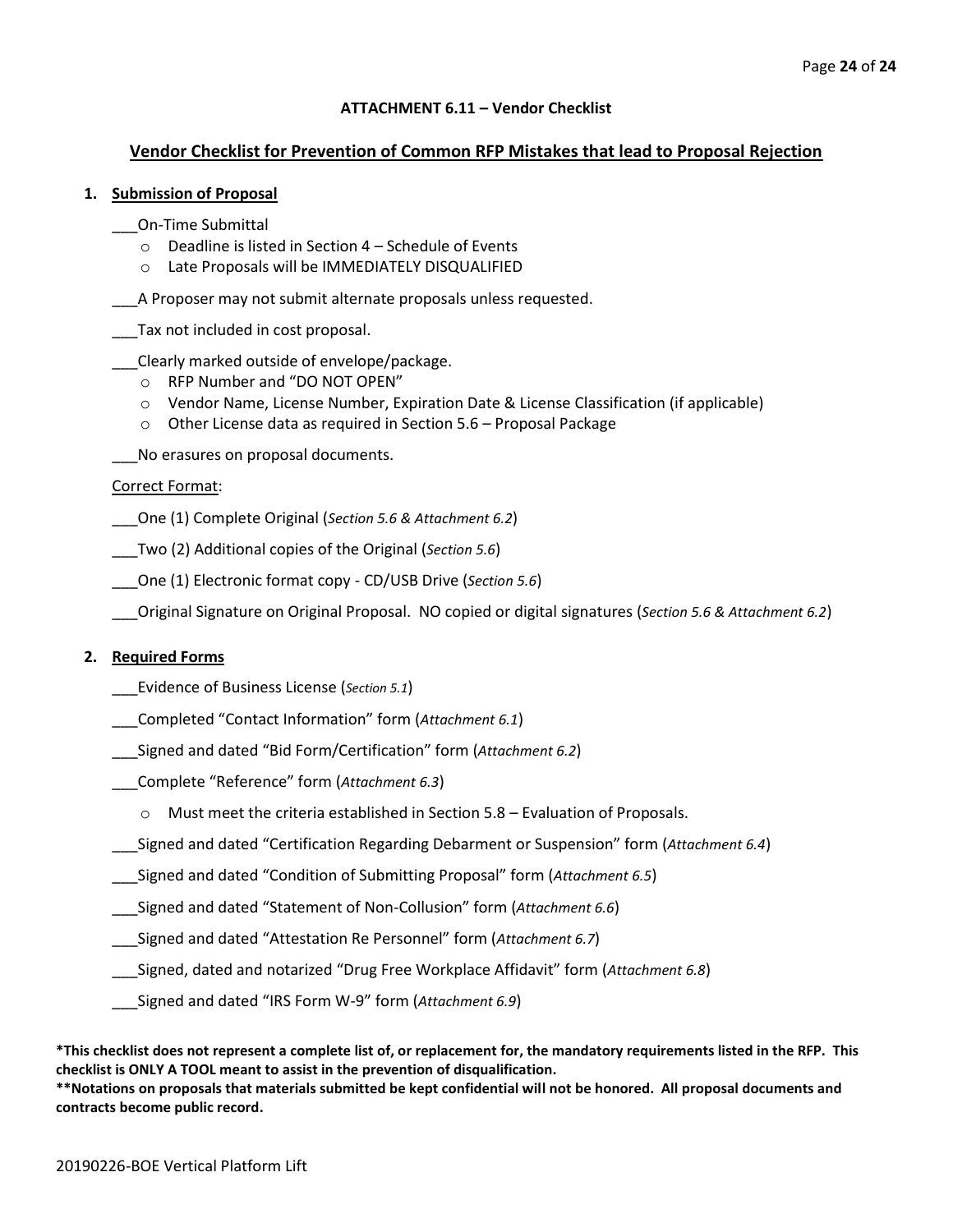**ATTACHMENT 6.11 – Vendor Checklist**

## Vendor Checklist for Prevention of Common RFP Mistakes that lead to Proposal Rejection

1. **Submission of Proposal**

___On-Time Submittal
- Deadline is listed in Section 4 – Schedule of Events
- Late Proposals will be IMMEDIATELY DISQUALIFIED

___A Proposer may not submit alternate proposals unless requested.

___Tax not included in cost proposal.

___Clearly marked outside of envelope/package.
- RFP Number and "DO NOT OPEN"
- Vendor Name, License Number, Expiration Date & License Classification (if applicable)
- Other License data as required in Section 5.6 – Proposal Package

___No erasures on proposal documents.

Correct Format:

___One (1) Complete Original (*Section 5.6 & Attachment 6.2*)

___Two (2) Additional copies of the Original (*Section 5.6*)

___One (1) Electronic format copy - CD/USB Drive (*Section 5.6*)

___Original Signature on Original Proposal. NO copied or digital signatures (*Section 5.6 & Attachment 6.2*)

2. **Required Forms**

___Evidence of Business License (*Section 5.1*)

___Completed "Contact Information" form (*Attachment 6.1*)

___Signed and dated "Bid Form/Certification" form (*Attachment 6.2*)

___Complete "Reference" form (*Attachment 6.3*)
- Must meet the criteria established in Section 5.8 – Evaluation of Proposals.

___Signed and dated "Certification Regarding Debarment or Suspension" form (*Attachment 6.4*)

___Signed and dated "Condition of Submitting Proposal" form (*Attachment 6.5*)

___Signed and dated "Statement of Non-Collusion" form (*Attachment 6.6*)

___Signed and dated "Attestation Re Personnel" form (*Attachment 6.7*)

___Signed, dated and notarized "Drug Free Workplace Affidavit" form (*Attachment 6.8*)

___Signed and dated "IRS Form W-9" form (*Attachment 6.9*)

**\*This checklist does not represent a complete list of, or replacement for, the mandatory requirements listed in the RFP. This checklist is ONLY A TOOL meant to assist in the prevention of disqualification.**
**\*\*Notations on proposals that materials submitted be kept confidential will not be honored. All proposal documents and contracts become public record.**

20190226-BOE Vertical Platform Lift